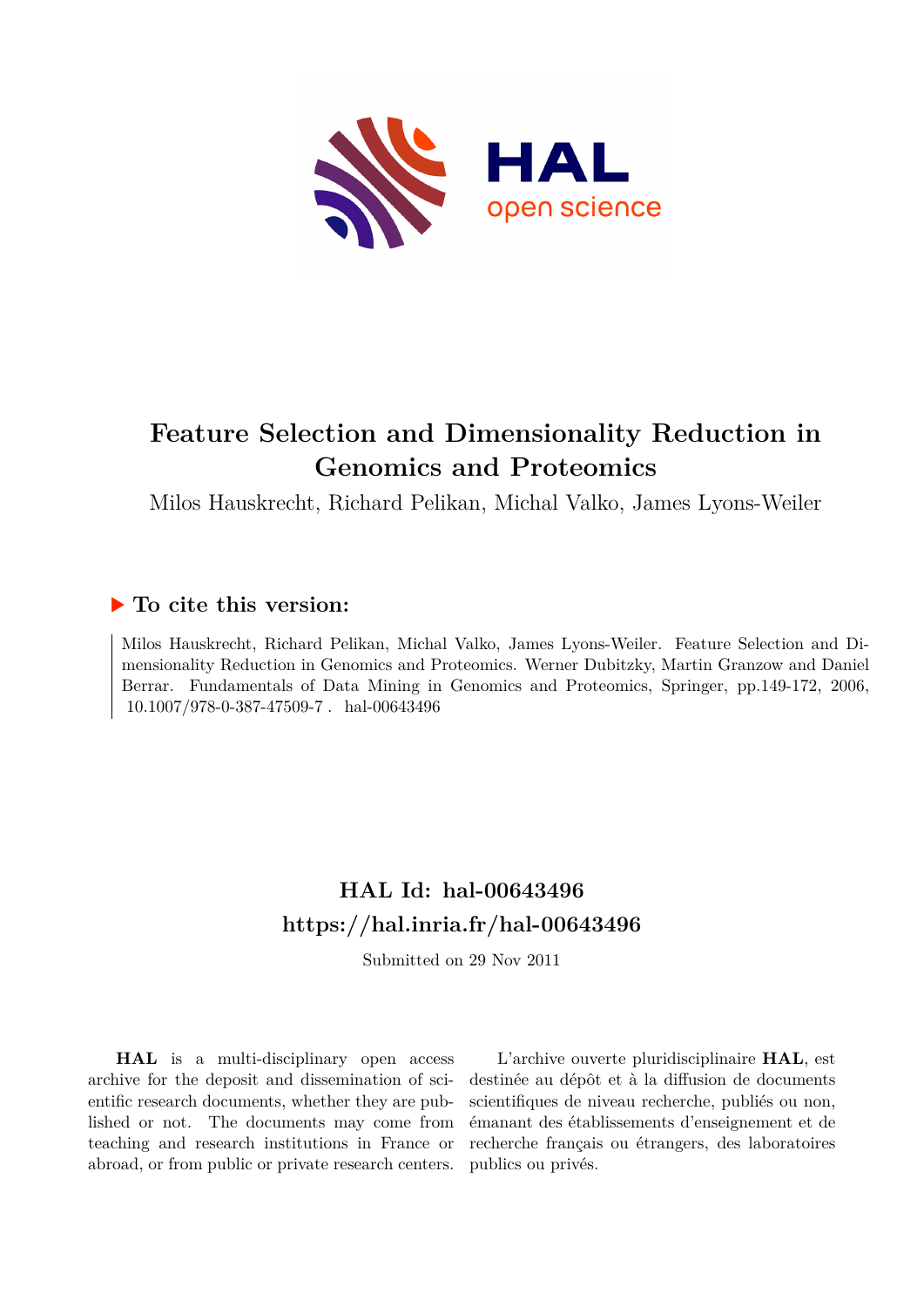# Feature Selection and Dimensionality Reduction in Genomics and Proteomics

Milos Hauskrecht, Richard Pelikan, Michal Valko, James Lyons-Weiler

## ▶ To cite this version:

Milos Hauskrecht, Richard Pelikan, Michal Valko, James Lyons-Weiler. Feature Selection and Dimensionality Reduction in Genomics and Proteomics. Werner Dubitzky, Martin Granzow and Daniel Berrar. Fundamentals of Data Mining in Genomics and Proteomics, Springer, pp.149-172, 2006, 10.1007/978-0-387-47509-7 . hal-00643496

## HAL Id: hal-00643496
## https://hal.inria.fr/hal-00643496

Submitted on 29 Nov 2011

**HAL** is a multi-disciplinary open access archive for the deposit and dissemination of scientific research documents, whether they are published or not. The documents may come from teaching and research institutions in France or abroad, or from public or private research centers.

L'archive ouverte pluridisciplinaire **HAL**, est destinée au dépôt et à la diffusion de documents scientifiques de niveau recherche, publiés ou non, émanant des établissements d'enseignement et de recherche français ou étrangers, des laboratoires publics ou privés.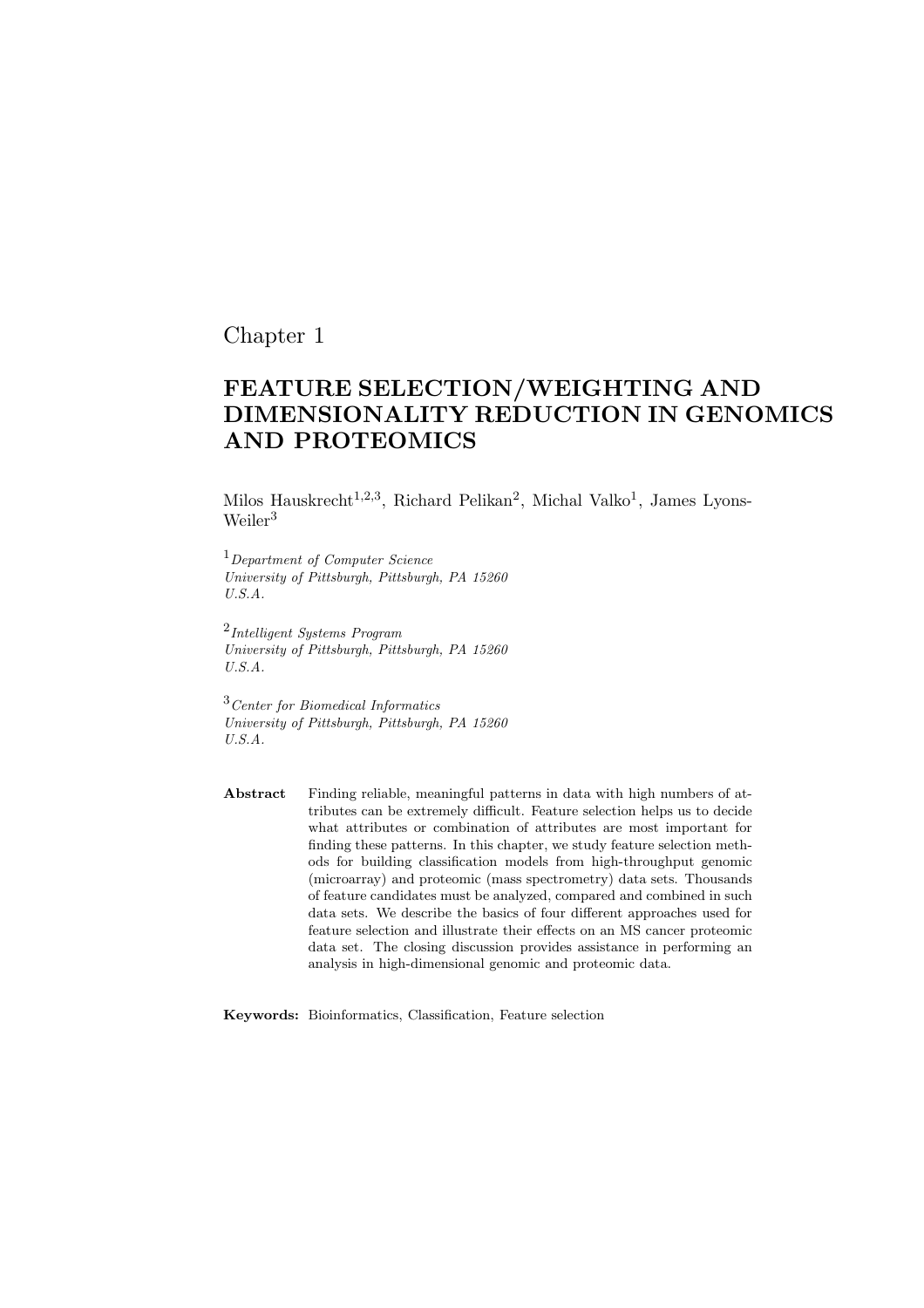Chapter 1

# FEATURE SELECTION/WEIGHTING AND DIMENSIONALITY REDUCTION IN GENOMICS AND PROTEOMICS

Milos Hauskrecht[1,2,3], Richard Pelikan[2], Michal Valko[1], James Lyons-Weiler[3]

[1] *Department of Computer Science*
*University of Pittsburgh, Pittsburgh, PA 15260*
*U.S.A.*

[2] *Intelligent Systems Program*
*University of Pittsburgh, Pittsburgh, PA 15260*
*U.S.A.*

[3] *Center for Biomedical Informatics*
*University of Pittsburgh, Pittsburgh, PA 15260*
*U.S.A.*

**Abstract** Finding reliable, meaningful patterns in data with high numbers of attributes can be extremely difficult. Feature selection helps us to decide what attributes or combination of attributes are most important for finding these patterns. In this chapter, we study feature selection methods for building classification models from high-throughput genomic (microarray) and proteomic (mass spectrometry) data sets. Thousands of feature candidates must be analyzed, compared and combined in such data sets. We describe the basics of four different approaches used for feature selection and illustrate their effects on an MS cancer proteomic data set. The closing discussion provides assistance in performing an analysis in high-dimensional genomic and proteomic data.

**Keywords:** Bioinformatics, Classification, Feature selection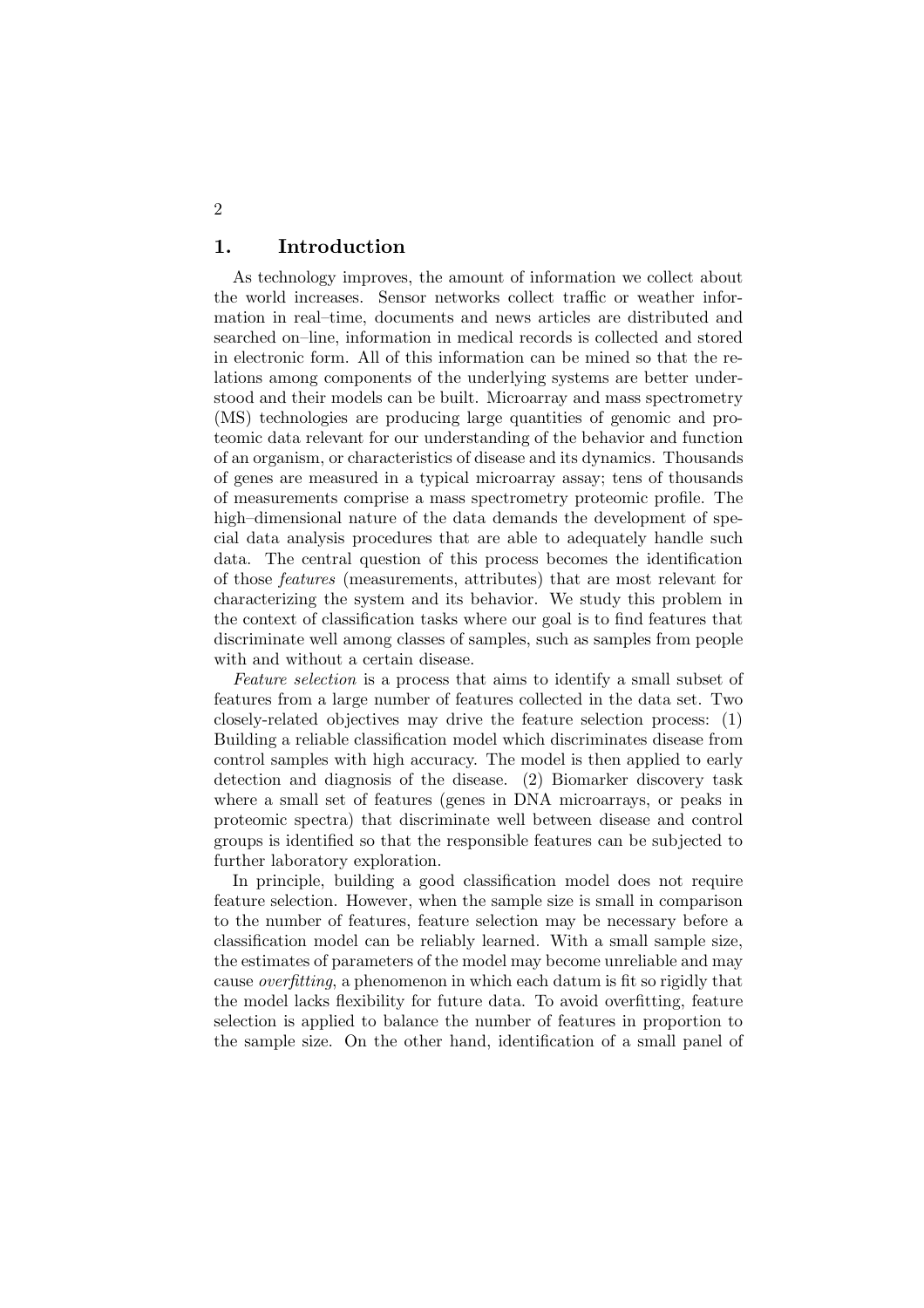# 1. Introduction

As technology improves, the amount of information we collect about the world increases. Sensor networks collect traffic or weather information in real–time, documents and news articles are distributed and searched on–line, information in medical records is collected and stored in electronic form. All of this information can be mined so that the relations among components of the underlying systems are better understood and their models can be built. Microarray and mass spectrometry (MS) technologies are producing large quantities of genomic and proteomic data relevant for our understanding of the behavior and function of an organism, or characteristics of disease and its dynamics. Thousands of genes are measured in a typical microarray assay; tens of thousands of measurements comprise a mass spectrometry proteomic profile. The high–dimensional nature of the data demands the development of special data analysis procedures that are able to adequately handle such data. The central question of this process becomes the identification of those *features* (measurements, attributes) that are most relevant for characterizing the system and its behavior. We study this problem in the context of classification tasks where our goal is to find features that discriminate well among classes of samples, such as samples from people with and without a certain disease.

*Feature selection* is a process that aims to identify a small subset of features from a large number of features collected in the data set. Two closely-related objectives may drive the feature selection process: (1) Building a reliable classification model which discriminates disease from control samples with high accuracy. The model is then applied to early detection and diagnosis of the disease. (2) Biomarker discovery task where a small set of features (genes in DNA microarrays, or peaks in proteomic spectra) that discriminate well between disease and control groups is identified so that the responsible features can be subjected to further laboratory exploration.

In principle, building a good classification model does not require feature selection. However, when the sample size is small in comparison to the number of features, feature selection may be necessary before a classification model can be reliably learned. With a small sample size, the estimates of parameters of the model may become unreliable and may cause *overfitting*, a phenomenon in which each datum is fit so rigidly that the model lacks flexibility for future data. To avoid overfitting, feature selection is applied to balance the number of features in proportion to the sample size. On the other hand, identification of a small panel of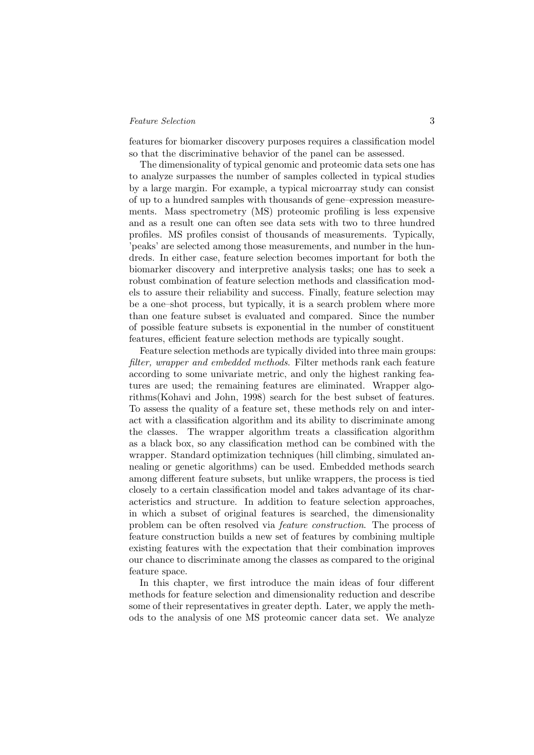features for biomarker discovery purposes requires a classification model so that the discriminative behavior of the panel can be assessed.

The dimensionality of typical genomic and proteomic data sets one has to analyze surpasses the number of samples collected in typical studies by a large margin. For example, a typical microarray study can consist of up to a hundred samples with thousands of gene–expression measurements. Mass spectrometry (MS) proteomic profiling is less expensive and as a result one can often see data sets with two to three hundred profiles. MS profiles consist of thousands of measurements. Typically, 'peaks' are selected among those measurements, and number in the hundreds. In either case, feature selection becomes important for both the biomarker discovery and interpretive analysis tasks; one has to seek a robust combination of feature selection methods and classification models to assure their reliability and success. Finally, feature selection may be a one–shot process, but typically, it is a search problem where more than one feature subset is evaluated and compared. Since the number of possible feature subsets is exponential in the number of constituent features, efficient feature selection methods are typically sought.

Feature selection methods are typically divided into three main groups: *filter, wrapper and embedded methods*. Filter methods rank each feature according to some univariate metric, and only the highest ranking features are used; the remaining features are eliminated. Wrapper algorithms(Kohavi and John, 1998) search for the best subset of features. To assess the quality of a feature set, these methods rely on and interact with a classification algorithm and its ability to discriminate among the classes. The wrapper algorithm treats a classification algorithm as a black box, so any classification method can be combined with the wrapper. Standard optimization techniques (hill climbing, simulated annealing or genetic algorithms) can be used. Embedded methods search among different feature subsets, but unlike wrappers, the process is tied closely to a certain classification model and takes advantage of its characteristics and structure. In addition to feature selection approaches, in which a subset of original features is searched, the dimensionality problem can be often resolved via *feature construction*. The process of feature construction builds a new set of features by combining multiple existing features with the expectation that their combination improves our chance to discriminate among the classes as compared to the original feature space.

In this chapter, we first introduce the main ideas of four different methods for feature selection and dimensionality reduction and describe some of their representatives in greater depth. Later, we apply the methods to the analysis of one MS proteomic cancer data set. We analyze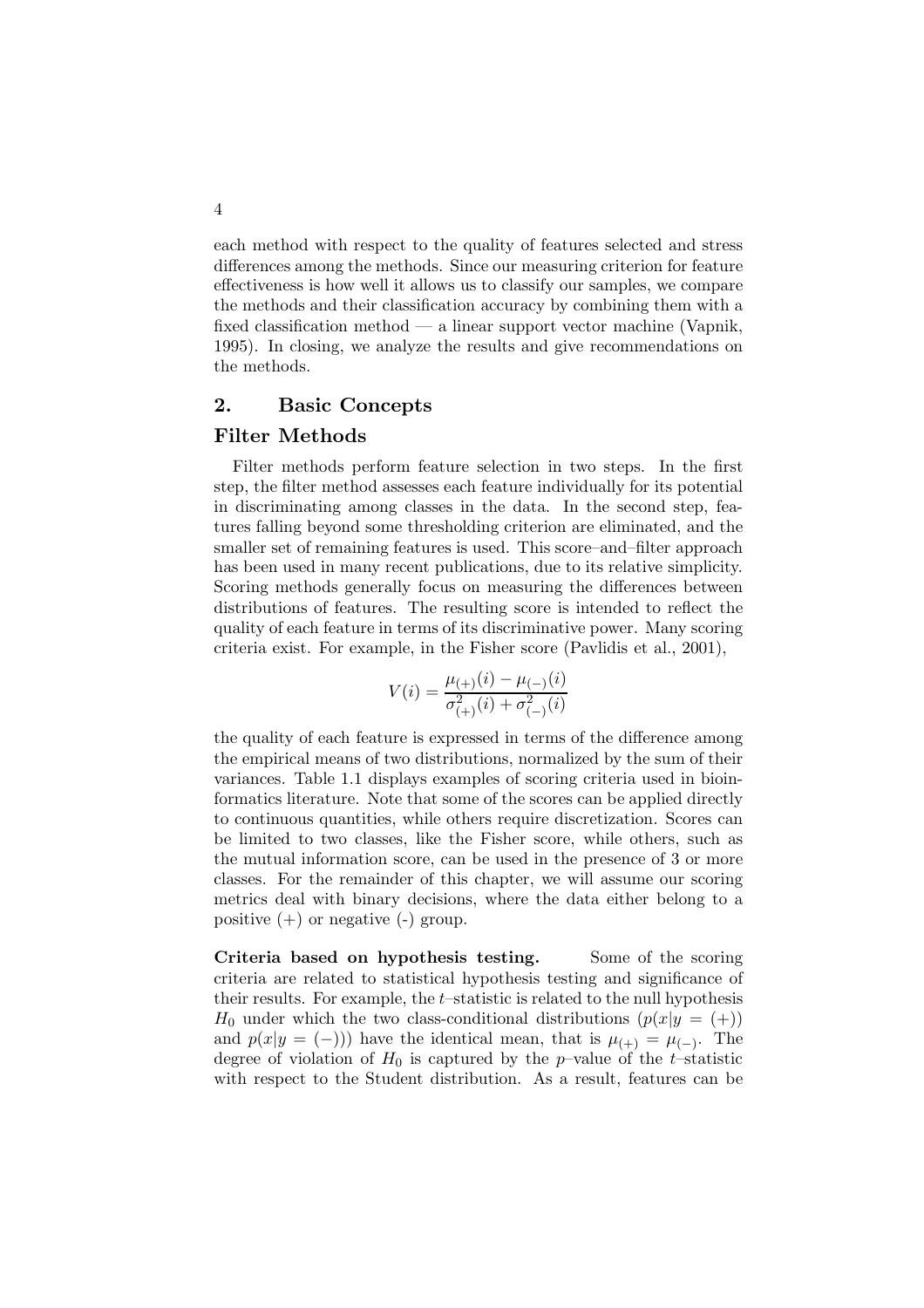each method with respect to the quality of features selected and stress differences among the methods. Since our measuring criterion for feature effectiveness is how well it allows us to classify our samples, we compare the methods and their classification accuracy by combining them with a fixed classification method — a linear support vector machine (Vapnik, 1995). In closing, we analyze the results and give recommendations on the methods.

## 2. Basic Concepts

### Filter Methods

Filter methods perform feature selection in two steps. In the first step, the filter method assesses each feature individually for its potential in discriminating among classes in the data. In the second step, features falling beyond some thresholding criterion are eliminated, and the smaller set of remaining features is used. This score–and–filter approach has been used in many recent publications, due to its relative simplicity. Scoring methods generally focus on measuring the differences between distributions of features. The resulting score is intended to reflect the quality of each feature in terms of its discriminative power. Many scoring criteria exist. For example, in the Fisher score (Pavlidis et al., 2001),

$$V(i) = \frac{\mu_{(+)}(i) - \mu_{(-)}(i)}{\sigma^2_{(+)}(i) + \sigma^2_{(-)}(i)}$$

the quality of each feature is expressed in terms of the difference among the empirical means of two distributions, normalized by the sum of their variances. Table 1.1 displays examples of scoring criteria used in bioinformatics literature. Note that some of the scores can be applied directly to continuous quantities, while others require discretization. Scores can be limited to two classes, like the Fisher score, while others, such as the mutual information score, can be used in the presence of 3 or more classes. For the remainder of this chapter, we will assume our scoring metrics deal with binary decisions, where the data either belong to a positive (+) or negative (-) group.

**Criteria based on hypothesis testing.** Some of the scoring criteria are related to statistical hypothesis testing and significance of their results. For example, the $t$–statistic is related to the null hypothesis $H_0$ under which the two class-conditional distributions ($p(x|y = (+))$ and $p(x|y = (-))$) have the identical mean, that is $\mu_{(+)} = \mu_{(-)}$. The degree of violation of $H_0$ is captured by the $p$–value of the $t$–statistic with respect to the Student distribution. As a result, features can be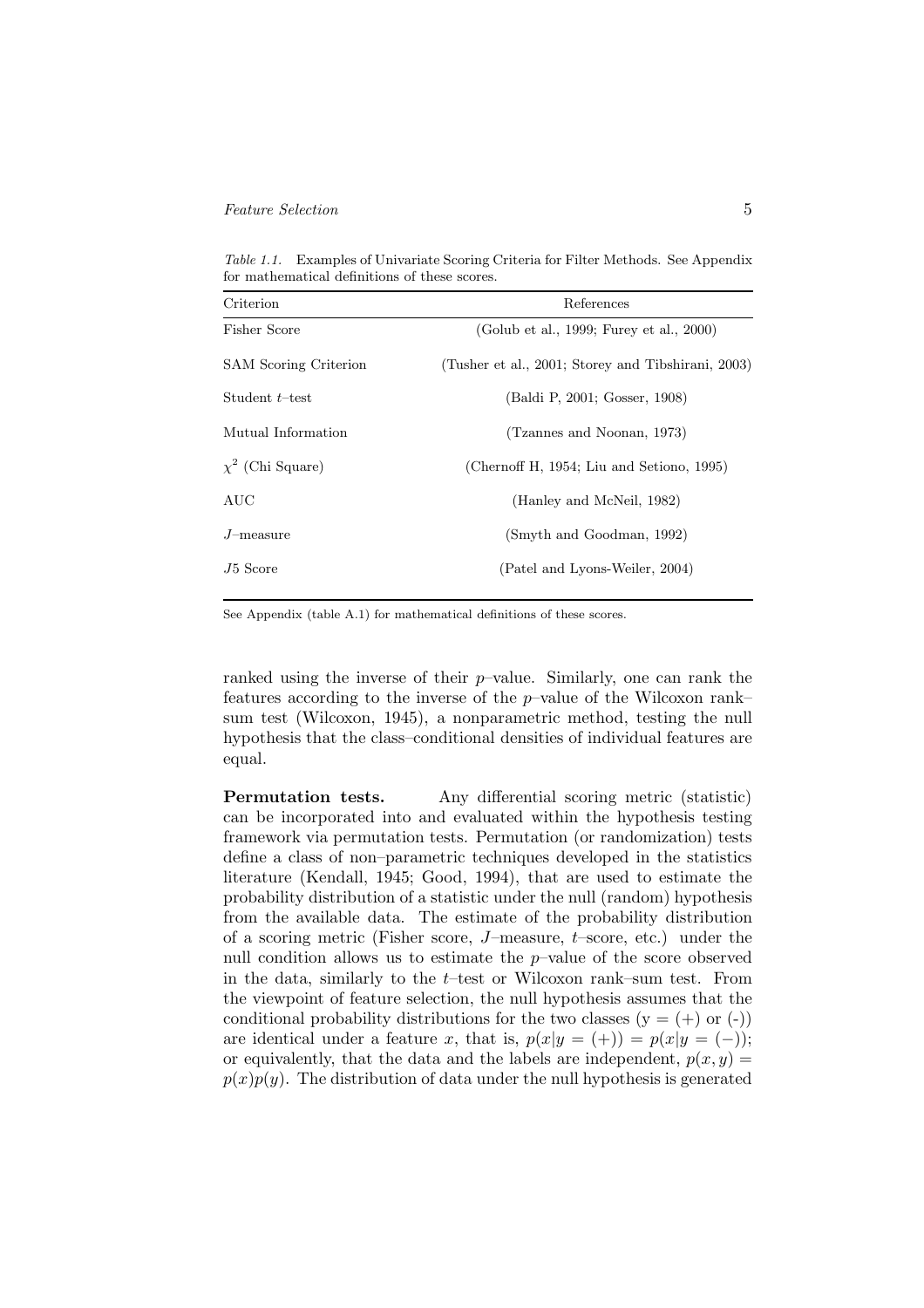*Table 1.1.* Examples of Univariate Scoring Criteria for Filter Methods. See Appendix for mathematical definitions of these scores.

| Criterion | References |
|---|---|
| Fisher Score | (Golub et al., 1999; Furey et al., 2000) |
| SAM Scoring Criterion | (Tusher et al., 2001; Storey and Tibshirani, 2003) |
| Student $t$–test | (Baldi P, 2001; Gosser, 1908) |
| Mutual Information | (Tzannes and Noonan, 1973) |
| $\chi^2$ (Chi Square) | (Chernoff H, 1954; Liu and Setiono, 1995) |
| AUC | (Hanley and McNeil, 1982) |
| $J$–measure | (Smyth and Goodman, 1992) |
| $J5$ Score | (Patel and Lyons-Weiler, 2004) |

See Appendix (table A.1) for mathematical definitions of these scores.

ranked using the inverse of their $p$–value. Similarly, one can rank the features according to the inverse of the $p$–value of the Wilcoxon rank–sum test (Wilcoxon, 1945), a nonparametric method, testing the null hypothesis that the class–conditional densities of individual features are equal.

**Permutation tests.** Any differential scoring metric (statistic) can be incorporated into and evaluated within the hypothesis testing framework via permutation tests. Permutation (or randomization) tests define a class of non–parametric techniques developed in the statistics literature (Kendall, 1945; Good, 1994), that are used to estimate the probability distribution of a statistic under the null (random) hypothesis from the available data. The estimate of the probability distribution of a scoring metric (Fisher score, $J$–measure, $t$–score, etc.) under the null condition allows us to estimate the $p$–value of the score observed in the data, similarly to the $t$–test or Wilcoxon rank–sum test. From the viewpoint of feature selection, the null hypothesis assumes that the conditional probability distributions for the two classes (y = (+) or (-)) are identical under a feature $x$, that is, $p(x|y = (+)) = p(x|y = (-))$; or equivalently, that the data and the labels are independent, $p(x, y) = p(x)p(y)$. The distribution of data under the null hypothesis is generated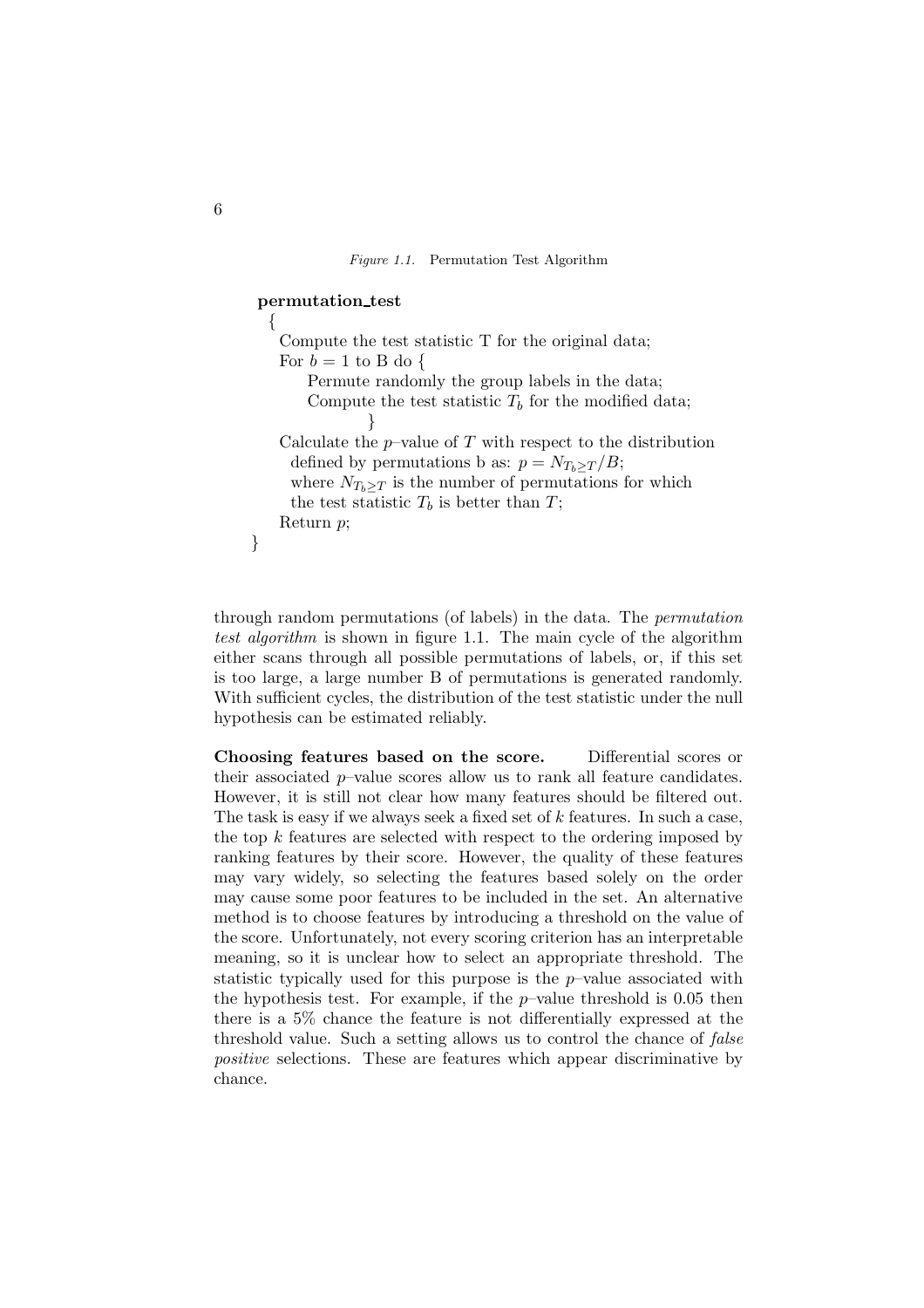*Figure 1.1.* Permutation Test Algorithm

```
permutation_test
  {
    Compute the test statistic T for the original data;
    For b = 1 to B do {
        Permute randomly the group labels in the data;
        Compute the test statistic T_b for the modified data;
              }
    Calculate the p–value of T with respect to the distribution
      defined by permutations b as: p = N_{T_b≥T}/B;
      where N_{T_b≥T} is the number of permutations for which
      the test statistic T_b is better than T;
    Return p;
}
```

through random permutations (of labels) in the data. The *permutation test algorithm* is shown in figure 1.1. The main cycle of the algorithm either scans through all possible permutations of labels, or, if this set is too large, a large number B of permutations is generated randomly. With sufficient cycles, the distribution of the test statistic under the null hypothesis can be estimated reliably.

**Choosing features based on the score.** Differential scores or their associated $p$–value scores allow us to rank all feature candidates. However, it is still not clear how many features should be filtered out. The task is easy if we always seek a fixed set of $k$ features. In such a case, the top $k$ features are selected with respect to the ordering imposed by ranking features by their score. However, the quality of these features may vary widely, so selecting the features based solely on the order may cause some poor features to be included in the set. An alternative method is to choose features by introducing a threshold on the value of the score. Unfortunately, not every scoring criterion has an interpretable meaning, so it is unclear how to select an appropriate threshold. The statistic typically used for this purpose is the $p$–value associated with the hypothesis test. For example, if the $p$–value threshold is 0.05 then there is a 5% chance the feature is not differentially expressed at the threshold value. Such a setting allows us to control the chance of *false positive* selections. These are features which appear discriminative by chance.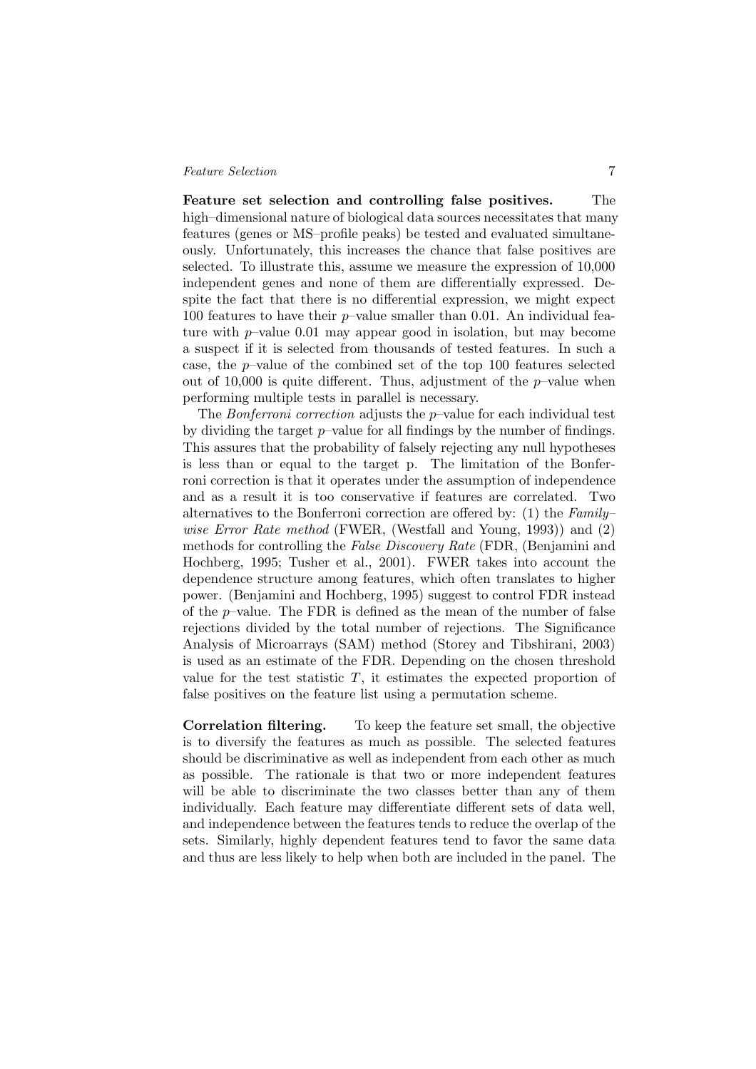**Feature set selection and controlling false positives.** The high–dimensional nature of biological data sources necessitates that many features (genes or MS–profile peaks) be tested and evaluated simultaneously. Unfortunately, this increases the chance that false positives are selected. To illustrate this, assume we measure the expression of 10,000 independent genes and none of them are differentially expressed. Despite the fact that there is no differential expression, we might expect 100 features to have their $p$–value smaller than 0.01. An individual feature with $p$–value 0.01 may appear good in isolation, but may become a suspect if it is selected from thousands of tested features. In such a case, the $p$–value of the combined set of the top 100 features selected out of 10,000 is quite different. Thus, adjustment of the $p$–value when performing multiple tests in parallel is necessary.

The *Bonferroni correction* adjusts the $p$–value for each individual test by dividing the target $p$–value for all findings by the number of findings. This assures that the probability of falsely rejecting any null hypotheses is less than or equal to the target p. The limitation of the Bonferroni correction is that it operates under the assumption of independence and as a result it is too conservative if features are correlated. Two alternatives to the Bonferroni correction are offered by: (1) the *Family–wise Error Rate method* (FWER, (Westfall and Young, 1993)) and (2) methods for controlling the *False Discovery Rate* (FDR, (Benjamini and Hochberg, 1995; Tusher et al., 2001). FWER takes into account the dependence structure among features, which often translates to higher power. (Benjamini and Hochberg, 1995) suggest to control FDR instead of the $p$–value. The FDR is defined as the mean of the number of false rejections divided by the total number of rejections. The Significance Analysis of Microarrays (SAM) method (Storey and Tibshirani, 2003) is used as an estimate of the FDR. Depending on the chosen threshold value for the test statistic $T$, it estimates the expected proportion of false positives on the feature list using a permutation scheme.

**Correlation filtering.** To keep the feature set small, the objective is to diversify the features as much as possible. The selected features should be discriminative as well as independent from each other as much as possible. The rationale is that two or more independent features will be able to discriminate the two classes better than any of them individually. Each feature may differentiate different sets of data well, and independence between the features tends to reduce the overlap of the sets. Similarly, highly dependent features tend to favor the same data and thus are less likely to help when both are included in the panel. The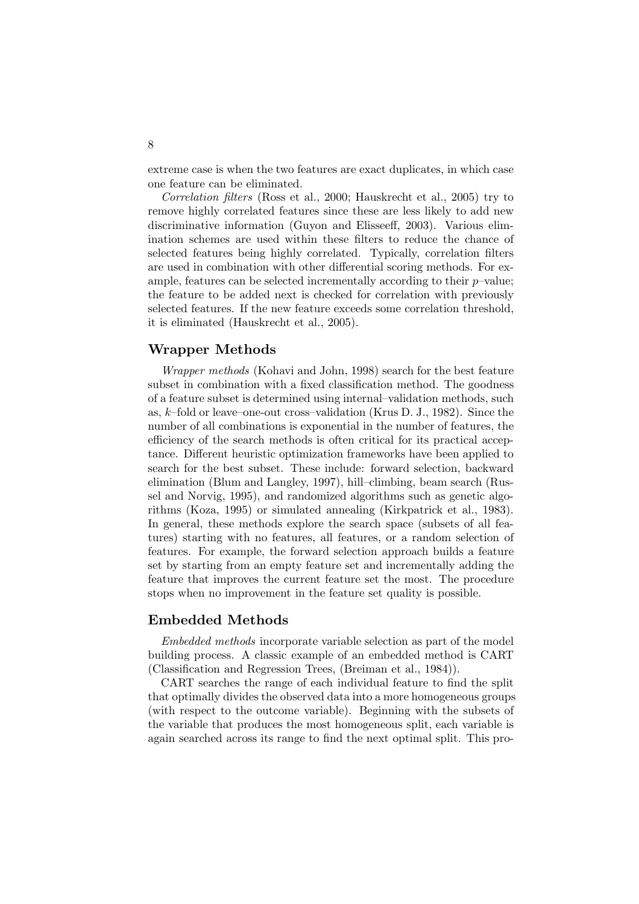extreme case is when the two features are exact duplicates, in which case one feature can be eliminated.

*Correlation filters* (Ross et al., 2000; Hauskrecht et al., 2005) try to remove highly correlated features since these are less likely to add new discriminative information (Guyon and Elisseeff, 2003). Various elimination schemes are used within these filters to reduce the chance of selected features being highly correlated. Typically, correlation filters are used in combination with other differential scoring methods. For example, features can be selected incrementally according to their $p$–value; the feature to be added next is checked for correlation with previously selected features. If the new feature exceeds some correlation threshold, it is eliminated (Hauskrecht et al., 2005).

## Wrapper Methods

*Wrapper methods* (Kohavi and John, 1998) search for the best feature subset in combination with a fixed classification method. The goodness of a feature subset is determined using internal–validation methods, such as, $k$–fold or leave–one-out cross–validation (Krus D. J., 1982). Since the number of all combinations is exponential in the number of features, the efficiency of the search methods is often critical for its practical acceptance. Different heuristic optimization frameworks have been applied to search for the best subset. These include: forward selection, backward elimination (Blum and Langley, 1997), hill–climbing, beam search (Russel and Norvig, 1995), and randomized algorithms such as genetic algorithms (Koza, 1995) or simulated annealing (Kirkpatrick et al., 1983). In general, these methods explore the search space (subsets of all features) starting with no features, all features, or a random selection of features. For example, the forward selection approach builds a feature set by starting from an empty feature set and incrementally adding the feature that improves the current feature set the most. The procedure stops when no improvement in the feature set quality is possible.

## Embedded Methods

*Embedded methods* incorporate variable selection as part of the model building process. A classic example of an embedded method is CART (Classification and Regression Trees, (Breiman et al., 1984)).

CART searches the range of each individual feature to find the split that optimally divides the observed data into a more homogeneous groups (with respect to the outcome variable). Beginning with the subsets of the variable that produces the most homogeneous split, each variable is again searched across its range to find the next optimal split. This pro-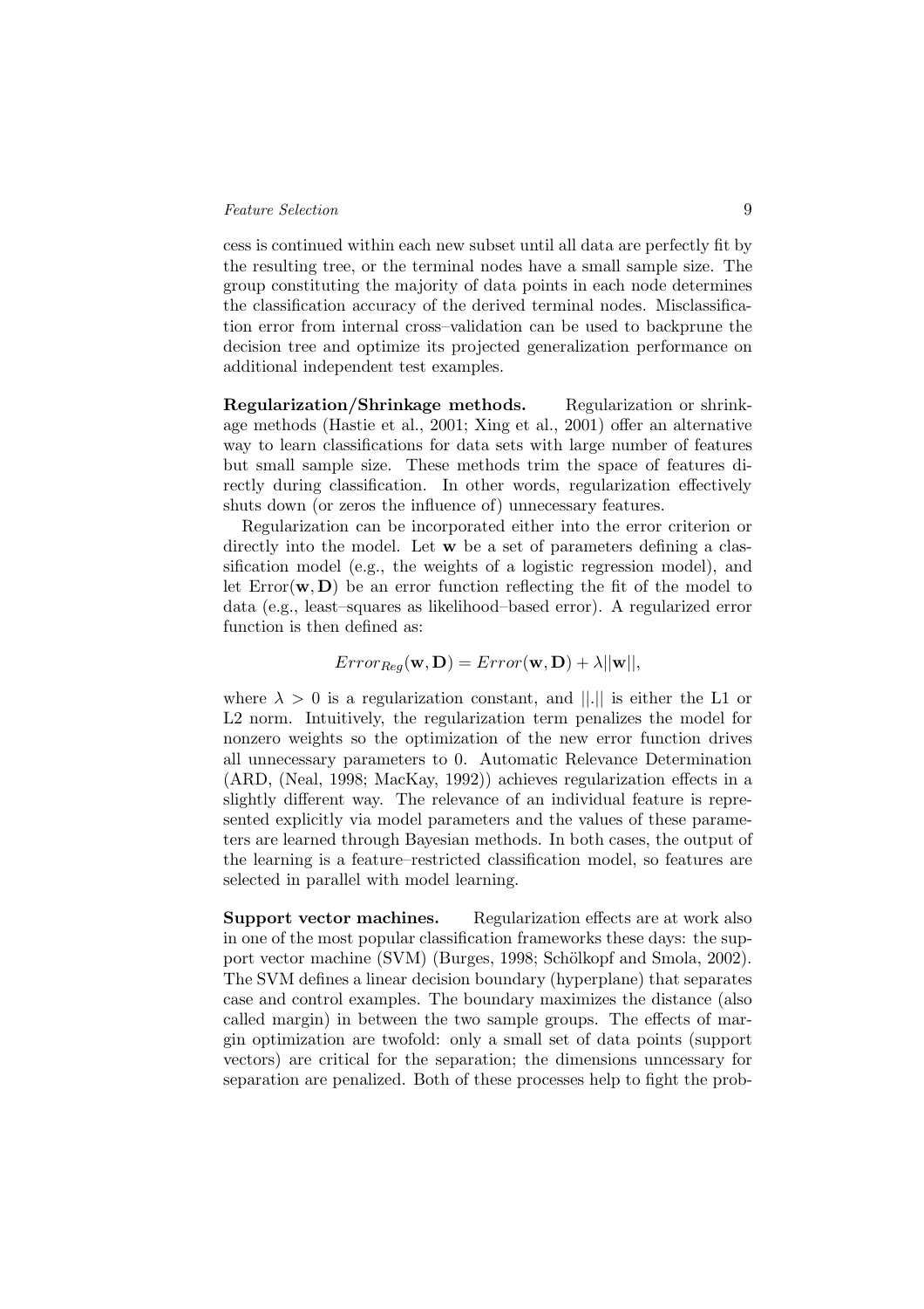cess is continued within each new subset until all data are perfectly fit by the resulting tree, or the terminal nodes have a small sample size. The group constituting the majority of data points in each node determines the classification accuracy of the derived terminal nodes. Misclassification error from internal cross–validation can be used to backprune the decision tree and optimize its projected generalization performance on additional independent test examples.

**Regularization/Shrinkage methods.** Regularization or shrinkage methods (Hastie et al., 2001; Xing et al., 2001) offer an alternative way to learn classifications for data sets with large number of features but small sample size. These methods trim the space of features directly during classification. In other words, regularization effectively shuts down (or zeros the influence of) unnecessary features.

Regularization can be incorporated either into the error criterion or directly into the model. Let $\mathbf{w}$ be a set of parameters defining a classification model (e.g., the weights of a logistic regression model), and let $\text{Error}(\mathbf{w}, \mathbf{D})$ be an error function reflecting the fit of the model to data (e.g., least–squares as likelihood–based error). A regularized error function is then defined as:

$$Error_{Reg}(\mathbf{w}, \mathbf{D}) = Error(\mathbf{w}, \mathbf{D}) + \lambda ||\mathbf{w}||,$$

where $\lambda > 0$ is a regularization constant, and $||.||$ is either the L1 or L2 norm. Intuitively, the regularization term penalizes the model for nonzero weights so the optimization of the new error function drives all unnecessary parameters to 0. Automatic Relevance Determination (ARD, (Neal, 1998; MacKay, 1992)) achieves regularization effects in a slightly different way. The relevance of an individual feature is represented explicitly via model parameters and the values of these parameters are learned through Bayesian methods. In both cases, the output of the learning is a feature–restricted classification model, so features are selected in parallel with model learning.

**Support vector machines.** Regularization effects are at work also in one of the most popular classification frameworks these days: the support vector machine (SVM) (Burges, 1998; Schölkopf and Smola, 2002). The SVM defines a linear decision boundary (hyperplane) that separates case and control examples. The boundary maximizes the distance (also called margin) in between the two sample groups. The effects of margin optimization are twofold: only a small set of data points (support vectors) are critical for the separation; the dimensions unncessary for separation are penalized. Both of these processes help to fight the prob-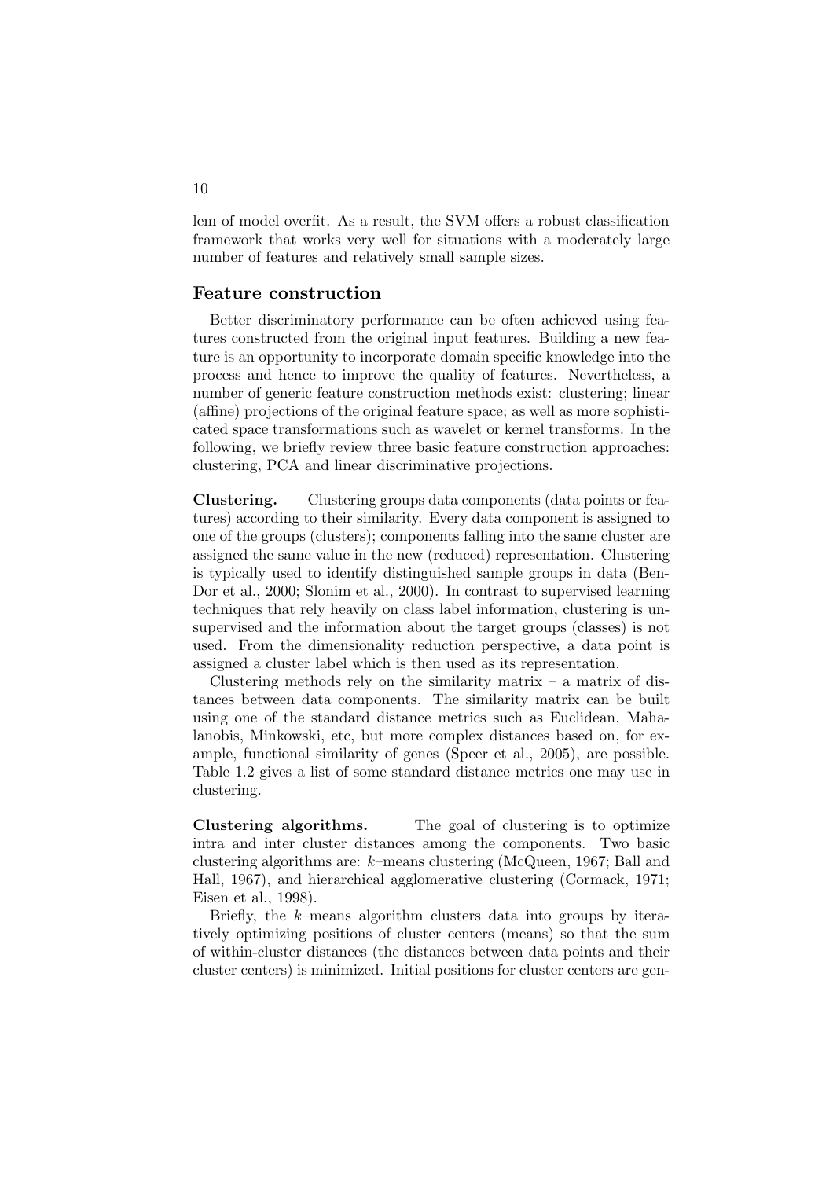lem of model overfit. As a result, the SVM offers a robust classification framework that works very well for situations with a moderately large number of features and relatively small sample sizes.

## Feature construction

Better discriminatory performance can be often achieved using features constructed from the original input features. Building a new feature is an opportunity to incorporate domain specific knowledge into the process and hence to improve the quality of features. Nevertheless, a number of generic feature construction methods exist: clustering; linear (affine) projections of the original feature space; as well as more sophisticated space transformations such as wavelet or kernel transforms. In the following, we briefly review three basic feature construction approaches: clustering, PCA and linear discriminative projections.

**Clustering.** Clustering groups data components (data points or features) according to their similarity. Every data component is assigned to one of the groups (clusters); components falling into the same cluster are assigned the same value in the new (reduced) representation. Clustering is typically used to identify distinguished sample groups in data (Ben-Dor et al., 2000; Slonim et al., 2000). In contrast to supervised learning techniques that rely heavily on class label information, clustering is unsupervised and the information about the target groups (classes) is not used. From the dimensionality reduction perspective, a data point is assigned a cluster label which is then used as its representation.

Clustering methods rely on the similarity matrix – a matrix of distances between data components. The similarity matrix can be built using one of the standard distance metrics such as Euclidean, Mahalanobis, Minkowski, etc, but more complex distances based on, for example, functional similarity of genes (Speer et al., 2005), are possible. Table 1.2 gives a list of some standard distance metrics one may use in clustering.

**Clustering algorithms.** The goal of clustering is to optimize intra and inter cluster distances among the components. Two basic clustering algorithms are: $k$–means clustering (McQueen, 1967; Ball and Hall, 1967), and hierarchical agglomerative clustering (Cormack, 1971; Eisen et al., 1998).

Briefly, the $k$–means algorithm clusters data into groups by iteratively optimizing positions of cluster centers (means) so that the sum of within-cluster distances (the distances between data points and their cluster centers) is minimized. Initial positions for cluster centers are gen-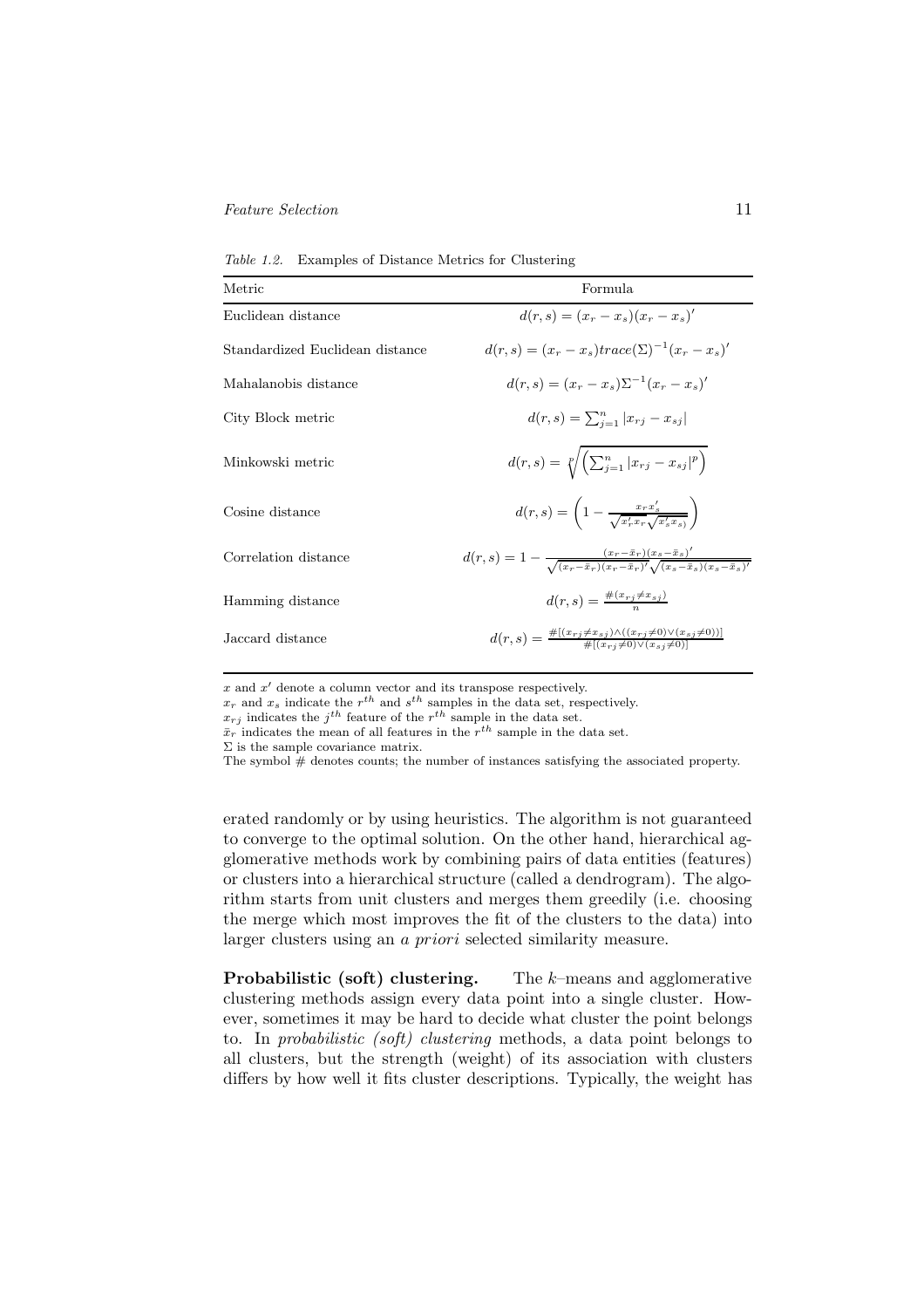*Table 1.2.* Examples of Distance Metrics for Clustering

| Metric | Formula |
|---|---|
| Euclidean distance | $d(r,s) = (x_r - x_s)(x_r - x_s)'$ |
| Standardized Euclidean distance | $d(r,s) = (x_r - x_s)trace(\Sigma)^{-1}(x_r - x_s)'$ |
| Mahalanobis distance | $d(r,s) = (x_r - x_s)\Sigma^{-1}(x_r - x_s)'$ |
| City Block metric | $d(r,s) = \sum_{j=1}^{n} \lvert x_{rj} - x_{sj} \rvert$ |
| Minkowski metric | $d(r,s) = \sqrt[p]{\left(\sum_{j=1}^{n} \lvert x_{rj} - x_{sj} \rvert^p\right)}$ |
| Cosine distance | $d(r,s) = \left(1 - \frac{x_r x_s'}{\sqrt{x_r' x_r} \sqrt{x_s' x_s)}}\right)$ |
| Correlation distance | $d(r,s) = 1 - \frac{(x_r - \bar{x}_r)(x_s - \bar{x}_s)'}{\sqrt{(x_r - \bar{x}_r)(x_r - \bar{x}_r)'} \sqrt{(x_s - \bar{x}_s)(x_s - \bar{x}_s)'}}$ |
| Hamming distance | $d(r,s) = \frac{\#(x_{rj} \neq x_{sj})}{n}$ |
| Jaccard distance | $d(r,s) = \frac{\#[(x_{rj} \neq x_{sj}) \wedge ((x_{rj} \neq 0) \vee (x_{sj} \neq 0))]}{\#[(x_{rj} \neq 0) \vee (x_{sj} \neq 0)]}$ |

$x$ and $x'$ denote a column vector and its transpose respectively.
$x_r$ and $x_s$ indicate the $r^{th}$ and $s^{th}$ samples in the data set, respectively.
$x_{rj}$ indicates the $j^{th}$ feature of the $r^{th}$ sample in the data set.
$\bar{x}_r$ indicates the mean of all features in the $r^{th}$ sample in the data set.
$\Sigma$ is the sample covariance matrix.
The symbol # denotes counts; the number of instances satisfying the associated property.

erated randomly or by using heuristics. The algorithm is not guaranteed to converge to the optimal solution. On the other hand, hierarchical agglomerative methods work by combining pairs of data entities (features) or clusters into a hierarchical structure (called a dendrogram). The algorithm starts from unit clusters and merges them greedily (i.e. choosing the merge which most improves the fit of the clusters to the data) into larger clusters using an *a priori* selected similarity measure.

**Probabilistic (soft) clustering.** The $k$–means and agglomerative clustering methods assign every data point into a single cluster. However, sometimes it may be hard to decide what cluster the point belongs to. In *probabilistic (soft) clustering* methods, a data point belongs to all clusters, but the strength (weight) of its association with clusters differs by how well it fits cluster descriptions. Typically, the weight has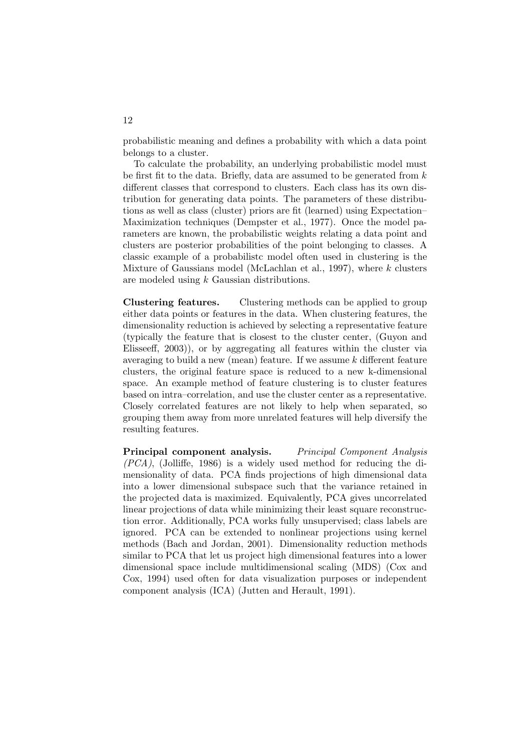probabilistic meaning and defines a probability with which a data point belongs to a cluster.

To calculate the probability, an underlying probabilistic model must be first fit to the data. Briefly, data are assumed to be generated from $k$ different classes that correspond to clusters. Each class has its own distribution for generating data points. The parameters of these distributions as well as class (cluster) priors are fit (learned) using Expectation–Maximization techniques (Dempster et al., 1977). Once the model parameters are known, the probabilistic weights relating a data point and clusters are posterior probabilities of the point belonging to classes. A classic example of a probabilistc model often used in clustering is the Mixture of Gaussians model (McLachlan et al., 1997), where $k$ clusters are modeled using $k$ Gaussian distributions.

**Clustering features.** Clustering methods can be applied to group either data points or features in the data. When clustering features, the dimensionality reduction is achieved by selecting a representative feature (typically the feature that is closest to the cluster center, (Guyon and Elisseeff, 2003)), or by aggregating all features within the cluster via averaging to build a new (mean) feature. If we assume $k$ different feature clusters, the original feature space is reduced to a new k-dimensional space. An example method of feature clustering is to cluster features based on intra–correlation, and use the cluster center as a representative. Closely correlated features are not likely to help when separated, so grouping them away from more unrelated features will help diversify the resulting features.

**Principal component analysis.** *Principal Component Analysis (PCA)*, (Jolliffe, 1986) is a widely used method for reducing the dimensionality of data. PCA finds projections of high dimensional data into a lower dimensional subspace such that the variance retained in the projected data is maximized. Equivalently, PCA gives uncorrelated linear projections of data while minimizing their least square reconstruction error. Additionally, PCA works fully unsupervised; class labels are ignored. PCA can be extended to nonlinear projections using kernel methods (Bach and Jordan, 2001). Dimensionality reduction methods similar to PCA that let us project high dimensional features into a lower dimensional space include multidimensional scaling (MDS) (Cox and Cox, 1994) used often for data visualization purposes or independent component analysis (ICA) (Jutten and Herault, 1991).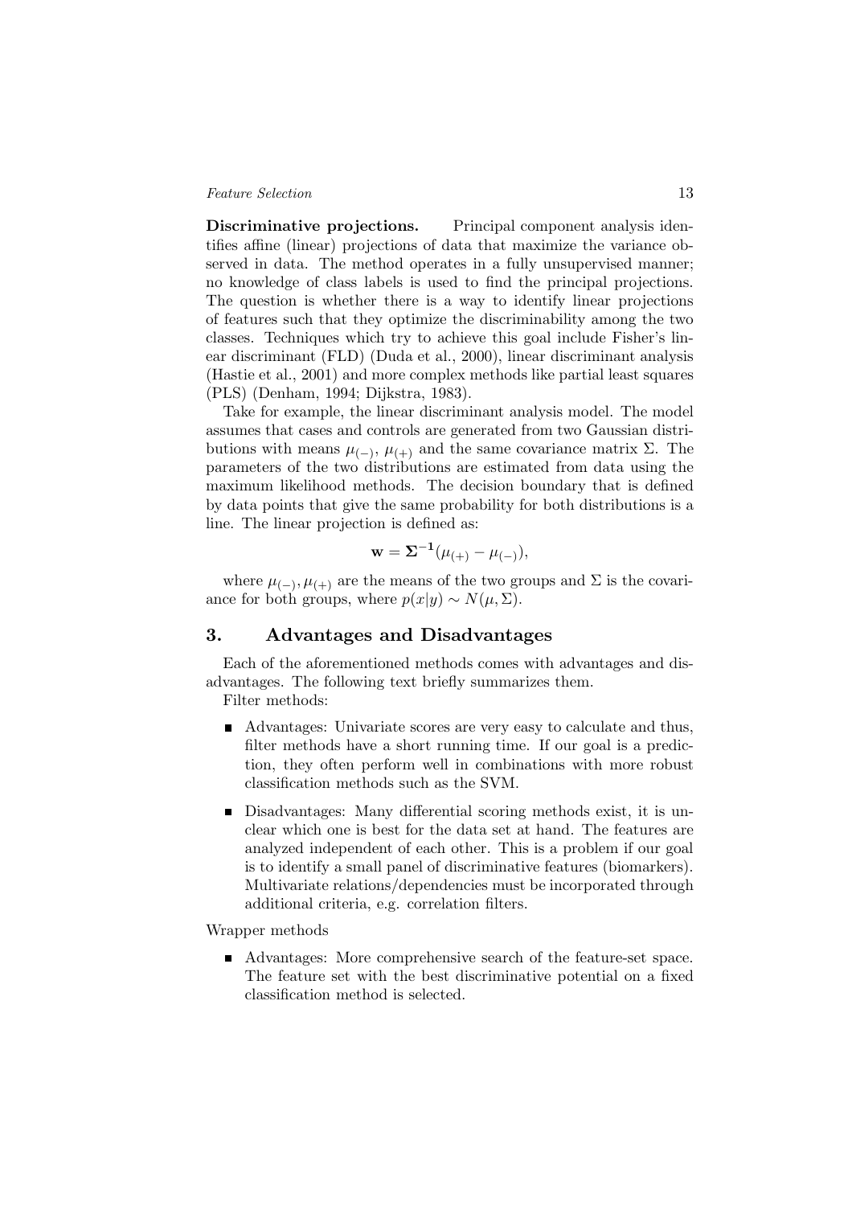**Discriminative projections.** Principal component analysis identifies affine (linear) projections of data that maximize the variance observed in data. The method operates in a fully unsupervised manner; no knowledge of class labels is used to find the principal projections. The question is whether there is a way to identify linear projections of features such that they optimize the discriminability among the two classes. Techniques which try to achieve this goal include Fisher's linear discriminant (FLD) (Duda et al., 2000), linear discriminant analysis (Hastie et al., 2001) and more complex methods like partial least squares (PLS) (Denham, 1994; Dijkstra, 1983).

Take for example, the linear discriminant analysis model. The model assumes that cases and controls are generated from two Gaussian distributions with means $\mu_{(-)}$, $\mu_{(+)}$ and the same covariance matrix $\Sigma$. The parameters of the two distributions are estimated from data using the maximum likelihood methods. The decision boundary that is defined by data points that give the same probability for both distributions is a line. The linear projection is defined as:

$$\mathbf{w} = \mathbf{\Sigma^{-1}}(\mu_{(+)} - \mu_{(-)}),$$

where $\mu_{(-)}, \mu_{(+)}$ are the means of the two groups and $\Sigma$ is the covariance for both groups, where $p(x|y) \sim N(\mu, \Sigma)$.

## 3. Advantages and Disadvantages

Each of the aforementioned methods comes with advantages and disadvantages. The following text briefly summarizes them.

Filter methods:

- Advantages: Univariate scores are very easy to calculate and thus, filter methods have a short running time. If our goal is a prediction, they often perform well in combinations with more robust classification methods such as the SVM.
- Disadvantages: Many differential scoring methods exist, it is unclear which one is best for the data set at hand. The features are analyzed independent of each other. This is a problem if our goal is to identify a small panel of discriminative features (biomarkers). Multivariate relations/dependencies must be incorporated through additional criteria, e.g. correlation filters.

Wrapper methods

- Advantages: More comprehensive search of the feature-set space. The feature set with the best discriminative potential on a fixed classification method is selected.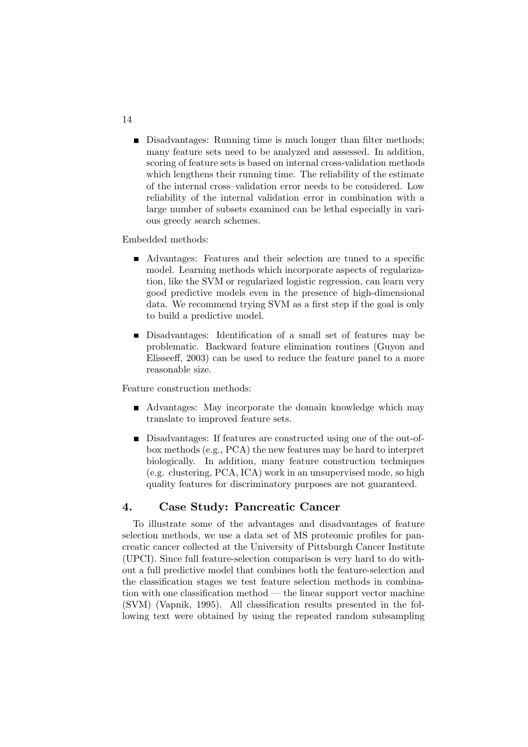- Disadvantages: Running time is much longer than filter methods; many feature sets need to be analyzed and assessed. In addition, scoring of feature sets is based on internal cross-validation methods which lengthens their running time. The reliability of the estimate of the internal cross–validation error needs to be considered. Low reliability of the internal validation error in combination with a large number of subsets examined can be lethal especially in various greedy search schemes.

Embedded methods:

- Advantages: Features and their selection are tuned to a specific model. Learning methods which incorporate aspects of regularization, like the SVM or regularized logistic regression, can learn very good predictive models even in the presence of high-dimensional data. We recommend trying SVM as a first step if the goal is only to build a predictive model.
- Disadvantages: Identification of a small set of features may be problematic. Backward feature elimination routines (Guyon and Elisseeff, 2003) can be used to reduce the feature panel to a more reasonable size.

Feature construction methods:

- Advantages: May incorporate the domain knowledge which may translate to improved feature sets.
- Disadvantages: If features are constructed using one of the out-of-box methods (e.g., PCA) the new features may be hard to interpret biologically. In addition, many feature construction techniques (e.g. clustering, PCA, ICA) work in an unsupervised mode, so high quality features for discriminatory purposes are not guaranteed.

## 4. Case Study: Pancreatic Cancer

To illustrate some of the advantages and disadvantages of feature selection methods, we use a data set of MS proteomic profiles for pancreatic cancer collected at the University of Pittsburgh Cancer Institute (UPCI). Since full feature-selection comparison is very hard to do without a full predictive model that combines both the feature-selection and the classification stages we test feature selection methods in combination with one classification method — the linear support vector machine (SVM) (Vapnik, 1995). All classification results presented in the following text were obtained by using the repeated random subsampling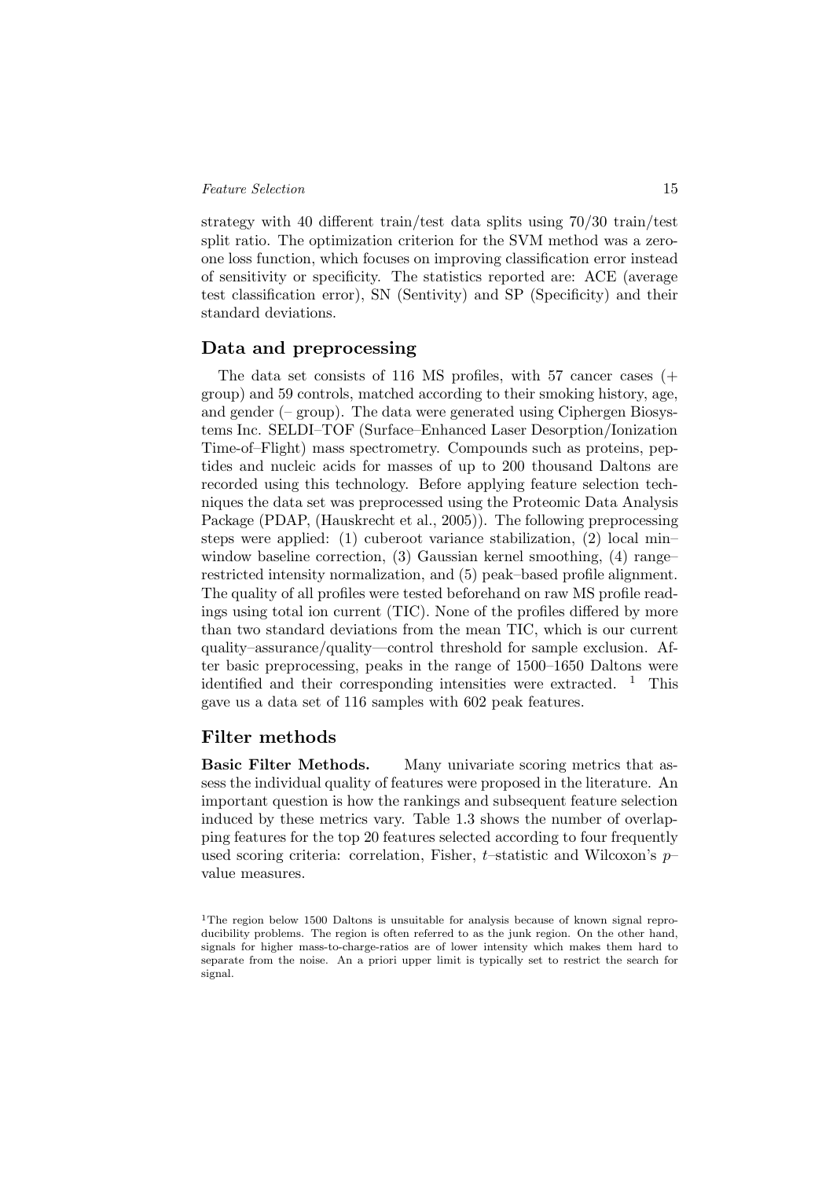strategy with 40 different train/test data splits using 70/30 train/test split ratio. The optimization criterion for the SVM method was a zero-one loss function, which focuses on improving classification error instead of sensitivity or specificity. The statistics reported are: ACE (average test classification error), SN (Sentivity) and SP (Specificity) and their standard deviations.

## Data and preprocessing

The data set consists of 116 MS profiles, with 57 cancer cases (+ group) and 59 controls, matched according to their smoking history, age, and gender (– group). The data were generated using Ciphergen Biosystems Inc. SELDI–TOF (Surface–Enhanced Laser Desorption/Ionization Time-of–Flight) mass spectrometry. Compounds such as proteins, peptides and nucleic acids for masses of up to 200 thousand Daltons are recorded using this technology. Before applying feature selection techniques the data set was preprocessed using the Proteomic Data Analysis Package (PDAP, (Hauskrecht et al., 2005)). The following preprocessing steps were applied: (1) cuberoot variance stabilization, (2) local min–window baseline correction, (3) Gaussian kernel smoothing, (4) range–restricted intensity normalization, and (5) peak–based profile alignment. The quality of all profiles were tested beforehand on raw MS profile readings using total ion current (TIC). None of the profiles differed by more than two standard deviations from the mean TIC, which is our current quality–assurance/quality—control threshold for sample exclusion. After basic preprocessing, peaks in the range of 1500–1650 Daltons were identified and their corresponding intensities were extracted. [1] This gave us a data set of 116 samples with 602 peak features.

## Filter methods

**Basic Filter Methods.** Many univariate scoring metrics that assess the individual quality of features were proposed in the literature. An important question is how the rankings and subsequent feature selection induced by these metrics vary. Table 1.3 shows the number of overlapping features for the top 20 features selected according to four frequently used scoring criteria: correlation, Fisher, $t$–statistic and Wilcoxon's $p$–value measures.

[1] The region below 1500 Daltons is unsuitable for analysis because of known signal reproducibility problems. The region is often referred to as the junk region. On the other hand, signals for higher mass-to-charge-ratios are of lower intensity which makes them hard to separate from the noise. An a priori upper limit is typically set to restrict the search for signal.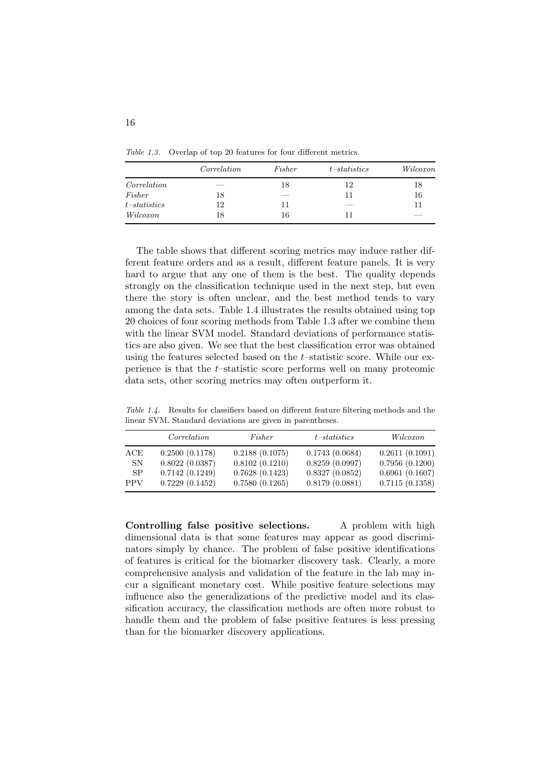*Table 1.3.* Overlap of top 20 features for four different metrics.

| | *Correlation* | *Fisher* | *t–statistics* | *Wilcoxon* |
|---|---|---|---|---|
| *Correlation* | — | 18 | 12 | 18 |
| *Fisher* | 18 | — | 11 | 16 |
| *t–statistics* | 12 | 11 | — | 11 |
| *Wilcoxon* | 18 | 16 | 11 | — |

The table shows that different scoring metrics may induce rather different feature orders and as a result, different feature panels. It is very hard to argue that any one of them is the best. The quality depends strongly on the classification technique used in the next step, but even there the story is often unclear, and the best method tends to vary among the data sets. Table 1.4 illustrates the results obtained using top 20 choices of four scoring methods from Table 1.3 after we combine them with the linear SVM model. Standard deviations of performance statistics are also given. We see that the best classification error was obtained using the features selected based on the $t$–statistic score. While our experience is that the $t$–statistic score performs well on many proteomic data sets, other scoring metrics may often outperform it.

*Table 1.4.* Results for classifiers based on different feature filtering methods and the linear SVM. Standard deviations are given in parentheses.

| | *Correlation* | *Fisher* | *t–statistics* | *Wilcoxon* |
|---|---|---|---|---|
| ACE | 0.2500 (0.1178) | 0.2188 (0.1075) | 0.1743 (0.0684) | 0.2611 (0.1091) |
| SN | 0.8022 (0.0387) | 0.8102 (0.1210) | 0.8259 (0.0997) | 0.7956 (0.1200) |
| SP | 0.7142 (0.1249) | 0.7628 (0.1423) | 0.8327 (0.0852) | 0.6961 (0.1607) |
| PPV | 0.7229 (0.1452) | 0.7580 (0.1265) | 0.8179 (0.0881) | 0.7115 (0.1358) |

**Controlling false positive selections.** A problem with high dimensional data is that some features may appear as good discriminators simply by chance. The problem of false positive identifications of features is critical for the biomarker discovery task. Clearly, a more comprehensive analysis and validation of the feature in the lab may incur a significant monetary cost. While positive feature selections may influence also the generalizations of the predictive model and its classification accuracy, the classification methods are often more robust to handle them and the problem of false positive features is less pressing than for the biomarker discovery applications.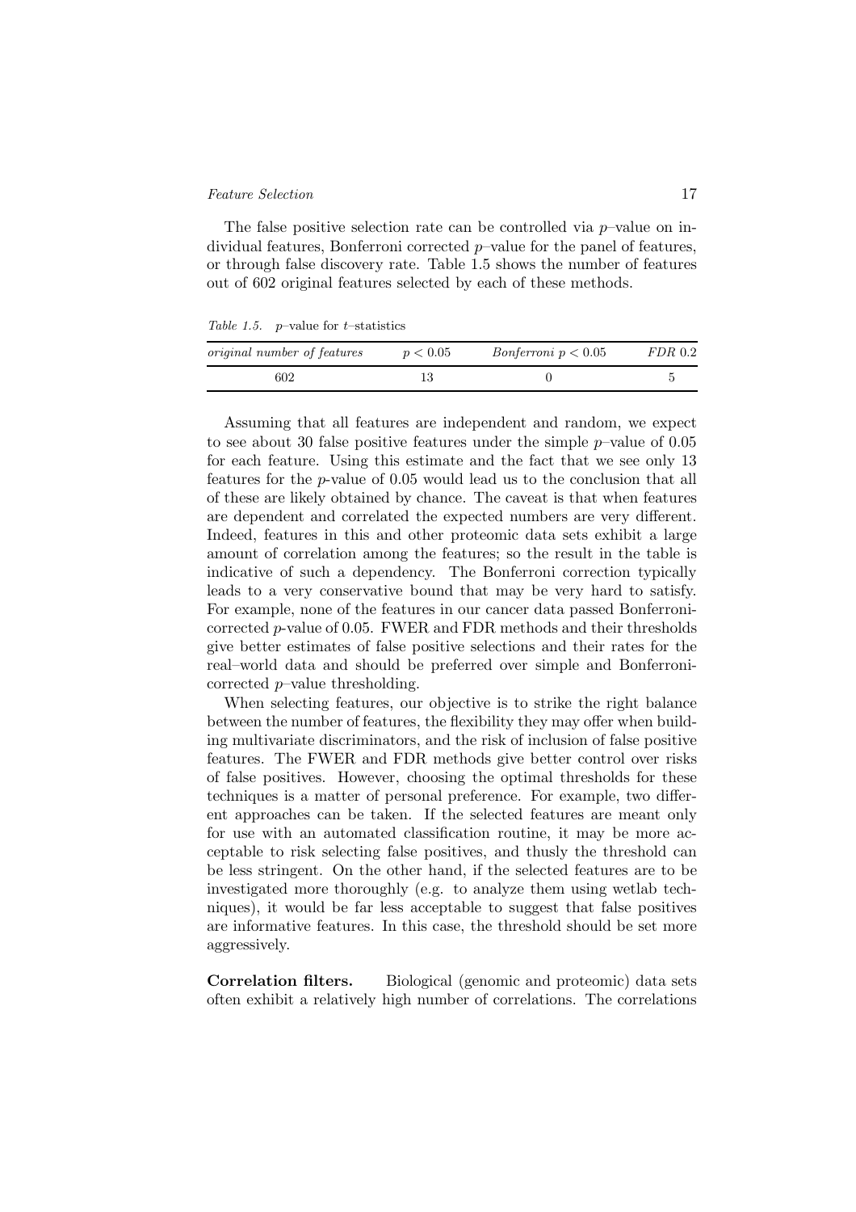The false positive selection rate can be controlled via $p$–value on individual features, Bonferroni corrected $p$–value for the panel of features, or through false discovery rate. Table 1.5 shows the number of features out of 602 original features selected by each of these methods.

*Table 1.5.* $p$–value for $t$–statistics

| *original number of features* | $p < 0.05$ | *Bonferroni* $p < 0.05$ | *FDR* 0.2 |
|---|---|---|---|
| 602 | 13 | 0 | 5 |

Assuming that all features are independent and random, we expect to see about 30 false positive features under the simple $p$–value of 0.05 for each feature. Using this estimate and the fact that we see only 13 features for the $p$-value of 0.05 would lead us to the conclusion that all of these are likely obtained by chance. The caveat is that when features are dependent and correlated the expected numbers are very different. Indeed, features in this and other proteomic data sets exhibit a large amount of correlation among the features; so the result in the table is indicative of such a dependency. The Bonferroni correction typically leads to a very conservative bound that may be very hard to satisfy. For example, none of the features in our cancer data passed Bonferroni-corrected $p$-value of 0.05. FWER and FDR methods and their thresholds give better estimates of false positive selections and their rates for the real–world data and should be preferred over simple and Bonferroni-corrected $p$–value thresholding.

When selecting features, our objective is to strike the right balance between the number of features, the flexibility they may offer when building multivariate discriminators, and the risk of inclusion of false positive features. The FWER and FDR methods give better control over risks of false positives. However, choosing the optimal thresholds for these techniques is a matter of personal preference. For example, two different approaches can be taken. If the selected features are meant only for use with an automated classification routine, it may be more acceptable to risk selecting false positives, and thusly the threshold can be less stringent. On the other hand, if the selected features are to be investigated more thoroughly (e.g. to analyze them using wetlab techniques), it would be far less acceptable to suggest that false positives are informative features. In this case, the threshold should be set more aggressively.

**Correlation filters.** Biological (genomic and proteomic) data sets often exhibit a relatively high number of correlations. The correlations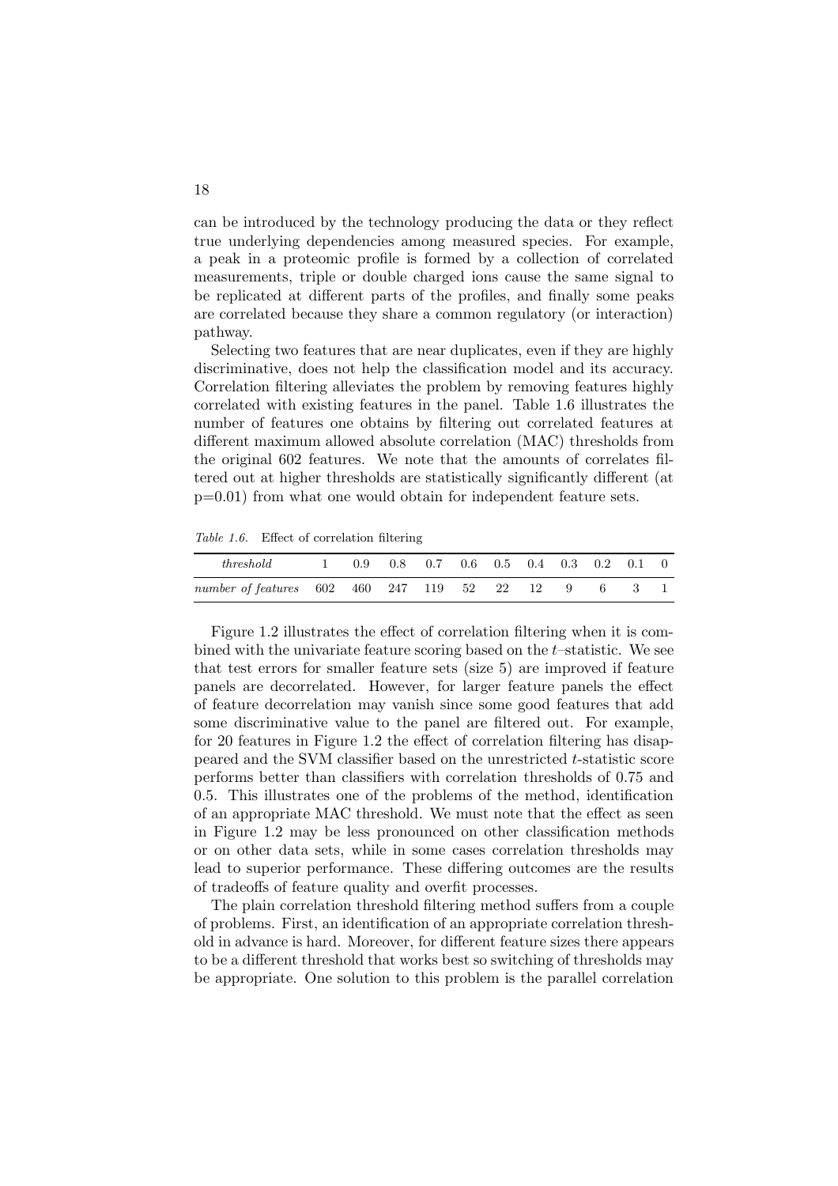can be introduced by the technology producing the data or they reflect true underlying dependencies among measured species. For example, a peak in a proteomic profile is formed by a collection of correlated measurements, triple or double charged ions cause the same signal to be replicated at different parts of the profiles, and finally some peaks are correlated because they share a common regulatory (or interaction) pathway.

Selecting two features that are near duplicates, even if they are highly discriminative, does not help the classification model and its accuracy. Correlation filtering alleviates the problem by removing features highly correlated with existing features in the panel. Table 1.6 illustrates the number of features one obtains by filtering out correlated features at different maximum allowed absolute correlation (MAC) thresholds from the original 602 features. We note that the amounts of correlates filtered out at higher thresholds are statistically significantly different (at p=0.01) from what one would obtain for independent feature sets.

*Table 1.6.* Effect of correlation filtering

| *threshold* | 1 | 0.9 | 0.8 | 0.7 | 0.6 | 0.5 | 0.4 | 0.3 | 0.2 | 0.1 | 0 |
|---|---|---|---|---|---|---|---|---|---|---|---|
| *number of features* | 602 | 460 | 247 | 119 | 52 | 22 | 12 | 9 | 6 | 3 | 1 |

Figure 1.2 illustrates the effect of correlation filtering when it is combined with the univariate feature scoring based on the $t$–statistic. We see that test errors for smaller feature sets (size 5) are improved if feature panels are decorrelated. However, for larger feature panels the effect of feature decorrelation may vanish since some good features that add some discriminative value to the panel are filtered out. For example, for 20 features in Figure 1.2 the effect of correlation filtering has disappeared and the SVM classifier based on the unrestricted $t$-statistic score performs better than classifiers with correlation thresholds of 0.75 and 0.5. This illustrates one of the problems of the method, identification of an appropriate MAC threshold. We must note that the effect as seen in Figure 1.2 may be less pronounced on other classification methods or on other data sets, while in some cases correlation thresholds may lead to superior performance. These differing outcomes are the results of tradeoffs of feature quality and overfit processes.

The plain correlation threshold filtering method suffers from a couple of problems. First, an identification of an appropriate correlation threshold in advance is hard. Moreover, for different feature sizes there appears to be a different threshold that works best so switching of thresholds may be appropriate. One solution to this problem is the parallel correlation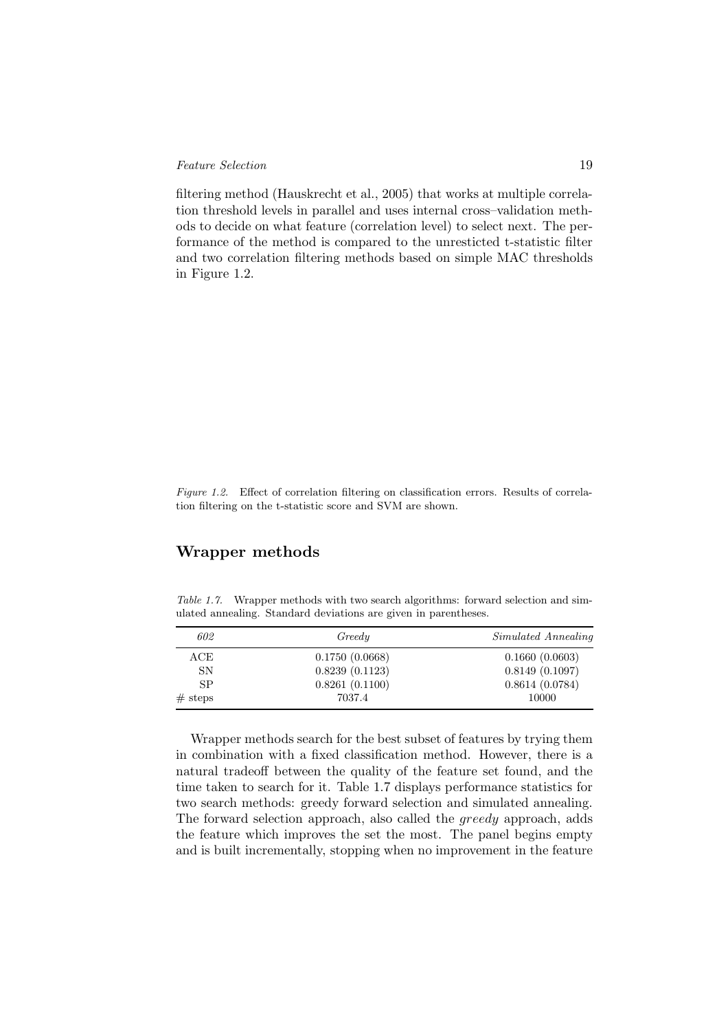filtering method (Hauskrecht et al., 2005) that works at multiple correlation threshold levels in parallel and uses internal cross–validation methods to decide on what feature (correlation level) to select next. The performance of the method is compared to the unresticted t-statistic filter and two correlation filtering methods based on simple MAC thresholds in Figure 1.2.

*Figure 1.2.* Effect of correlation filtering on classification errors. Results of correlation filtering on the t-statistic score and SVM are shown.

## Wrapper methods

*Table 1.7.* Wrapper methods with two search algorithms: forward selection and simulated annealing. Standard deviations are given in parentheses.

| *602* | *Greedy* | *Simulated Annealing* |
|---|---|---|
| ACE | 0.1750 (0.0668) | 0.1660 (0.0603) |
| SN | 0.8239 (0.1123) | 0.8149 (0.1097) |
| SP | 0.8261 (0.1100) | 0.8614 (0.0784) |
| # steps | 7037.4 | 10000 |

Wrapper methods search for the best subset of features by trying them in combination with a fixed classification method. However, there is a natural tradeoff between the quality of the feature set found, and the time taken to search for it. Table 1.7 displays performance statistics for two search methods: greedy forward selection and simulated annealing. The forward selection approach, also called the *greedy* approach, adds the feature which improves the set the most. The panel begins empty and is built incrementally, stopping when no improvement in the feature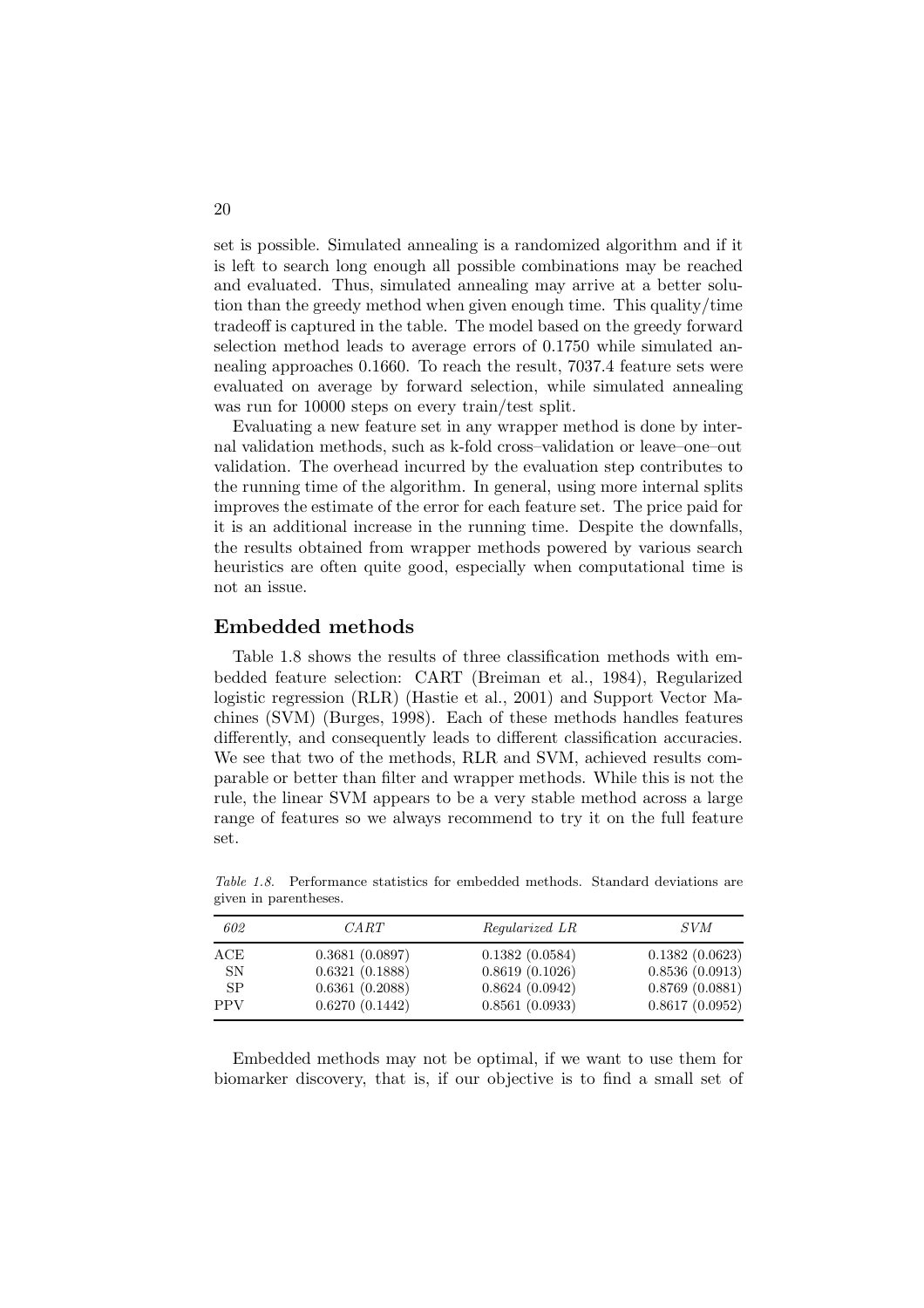set is possible. Simulated annealing is a randomized algorithm and if it is left to search long enough all possible combinations may be reached and evaluated. Thus, simulated annealing may arrive at a better solution than the greedy method when given enough time. This quality/time tradeoff is captured in the table. The model based on the greedy forward selection method leads to average errors of 0.1750 while simulated annealing approaches 0.1660. To reach the result, 7037.4 feature sets were evaluated on average by forward selection, while simulated annealing was run for 10000 steps on every train/test split.

Evaluating a new feature set in any wrapper method is done by internal validation methods, such as k-fold cross–validation or leave–one–out validation. The overhead incurred by the evaluation step contributes to the running time of the algorithm. In general, using more internal splits improves the estimate of the error for each feature set. The price paid for it is an additional increase in the running time. Despite the downfalls, the results obtained from wrapper methods powered by various search heuristics are often quite good, especially when computational time is not an issue.

## Embedded methods

Table 1.8 shows the results of three classification methods with embedded feature selection: CART (Breiman et al., 1984), Regularized logistic regression (RLR) (Hastie et al., 2001) and Support Vector Machines (SVM) (Burges, 1998). Each of these methods handles features differently, and consequently leads to different classification accuracies. We see that two of the methods, RLR and SVM, achieved results comparable or better than filter and wrapper methods. While this is not the rule, the linear SVM appears to be a very stable method across a large range of features so we always recommend to try it on the full feature set.

*Table 1.8.* Performance statistics for embedded methods. Standard deviations are given in parentheses.

| *602* | *CART* | *Regularized LR* | *SVM* |
|---|---|---|---|
| ACE | 0.3681 (0.0897) | 0.1382 (0.0584) | 0.1382 (0.0623) |
| SN | 0.6321 (0.1888) | 0.8619 (0.1026) | 0.8536 (0.0913) |
| SP | 0.6361 (0.2088) | 0.8624 (0.0942) | 0.8769 (0.0881) |
| PPV | 0.6270 (0.1442) | 0.8561 (0.0933) | 0.8617 (0.0952) |

Embedded methods may not be optimal, if we want to use them for biomarker discovery, that is, if our objective is to find a small set of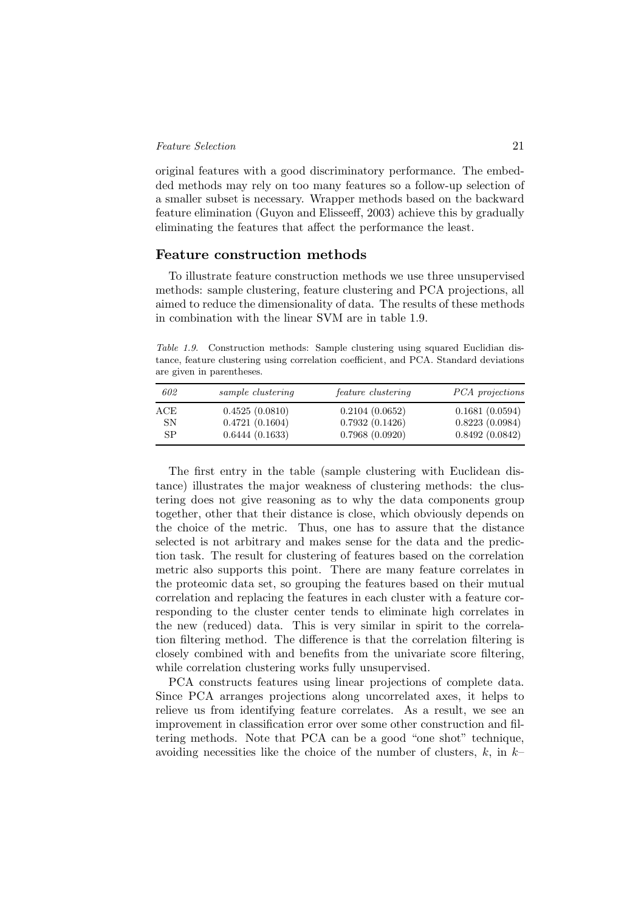original features with a good discriminatory performance. The embedded methods may rely on too many features so a follow-up selection of a smaller subset is necessary. Wrapper methods based on the backward feature elimination (Guyon and Elisseeff, 2003) achieve this by gradually eliminating the features that affect the performance the least.

## Feature construction methods

To illustrate feature construction methods we use three unsupervised methods: sample clustering, feature clustering and PCA projections, all aimed to reduce the dimensionality of data. The results of these methods in combination with the linear SVM are in table 1.9.

*Table 1.9.* Construction methods: Sample clustering using squared Euclidian distance, feature clustering using correlation coefficient, and PCA. Standard deviations are given in parentheses.

| *602* | *sample clustering* | *feature clustering* | *PCA projections* |
|---|---|---|---|
| ACE | 0.4525 (0.0810) | 0.2104 (0.0652) | 0.1681 (0.0594) |
| SN | 0.4721 (0.1604) | 0.7932 (0.1426) | 0.8223 (0.0984) |
| SP | 0.6444 (0.1633) | 0.7968 (0.0920) | 0.8492 (0.0842) |

The first entry in the table (sample clustering with Euclidean distance) illustrates the major weakness of clustering methods: the clustering does not give reasoning as to why the data components group together, other that their distance is close, which obviously depends on the choice of the metric. Thus, one has to assure that the distance selected is not arbitrary and makes sense for the data and the prediction task. The result for clustering of features based on the correlation metric also supports this point. There are many feature correlates in the proteomic data set, so grouping the features based on their mutual correlation and replacing the features in each cluster with a feature corresponding to the cluster center tends to eliminate high correlates in the new (reduced) data. This is very similar in spirit to the correlation filtering method. The difference is that the correlation filtering is closely combined with and benefits from the univariate score filtering, while correlation clustering works fully unsupervised.

PCA constructs features using linear projections of complete data. Since PCA arranges projections along uncorrelated axes, it helps to relieve us from identifying feature correlates. As a result, we see an improvement in classification error over some other construction and filtering methods. Note that PCA can be a good "one shot" technique, avoiding necessities like the choice of the number of clusters, $k$, in $k$–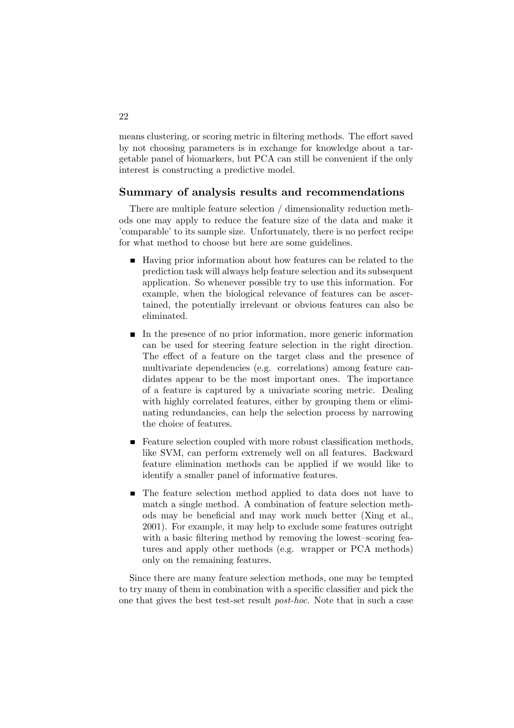means clustering, or scoring metric in filtering methods. The effort saved by not choosing parameters is in exchange for knowledge about a targetable panel of biomarkers, but PCA can still be convenient if the only interest is constructing a predictive model.

## Summary of analysis results and recommendations

There are multiple feature selection / dimensionality reduction methods one may apply to reduce the feature size of the data and make it 'comparable' to its sample size. Unfortunately, there is no perfect recipe for what method to choose but here are some guidelines.

- Having prior information about how features can be related to the prediction task will always help feature selection and its subsequent application. So whenever possible try to use this information. For example, when the biological relevance of features can be ascertained, the potentially irrelevant or obvious features can also be eliminated.
- In the presence of no prior information, more generic information can be used for steering feature selection in the right direction. The effect of a feature on the target class and the presence of multivariate dependencies (e.g. correlations) among feature candidates appear to be the most important ones. The importance of a feature is captured by a univariate scoring metric. Dealing with highly correlated features, either by grouping them or eliminating redundancies, can help the selection process by narrowing the choice of features.
- Feature selection coupled with more robust classification methods, like SVM, can perform extremely well on all features. Backward feature elimination methods can be applied if we would like to identify a smaller panel of informative features.
- The feature selection method applied to data does not have to match a single method. A combination of feature selection methods may be beneficial and may work much better (Xing et al., 2001). For example, it may help to exclude some features outright with a basic filtering method by removing the lowest–scoring features and apply other methods (e.g. wrapper or PCA methods) only on the remaining features.

Since there are many feature selection methods, one may be tempted to try many of them in combination with a specific classifier and pick the one that gives the best test-set result *post-hoc*. Note that in such a case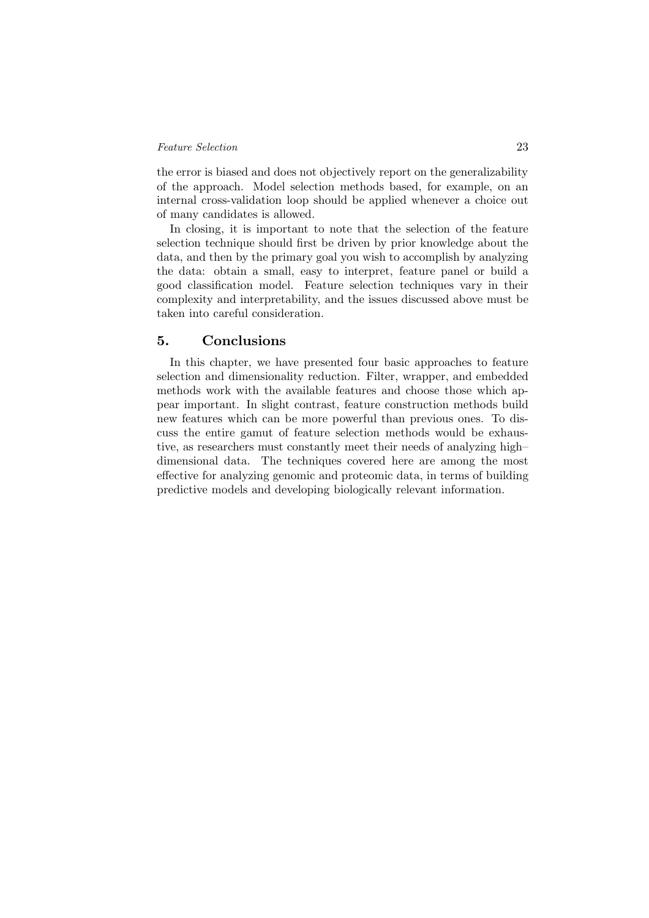the error is biased and does not objectively report on the generalizability of the approach. Model selection methods based, for example, on an internal cross-validation loop should be applied whenever a choice out of many candidates is allowed.

In closing, it is important to note that the selection of the feature selection technique should first be driven by prior knowledge about the data, and then by the primary goal you wish to accomplish by analyzing the data: obtain a small, easy to interpret, feature panel or build a good classification model. Feature selection techniques vary in their complexity and interpretability, and the issues discussed above must be taken into careful consideration.

## 5. Conclusions

In this chapter, we have presented four basic approaches to feature selection and dimensionality reduction. Filter, wrapper, and embedded methods work with the available features and choose those which appear important. In slight contrast, feature construction methods build new features which can be more powerful than previous ones. To discuss the entire gamut of feature selection methods would be exhaustive, as researchers must constantly meet their needs of analyzing high–dimensional data. The techniques covered here are among the most effective for analyzing genomic and proteomic data, in terms of building predictive models and developing biologically relevant information.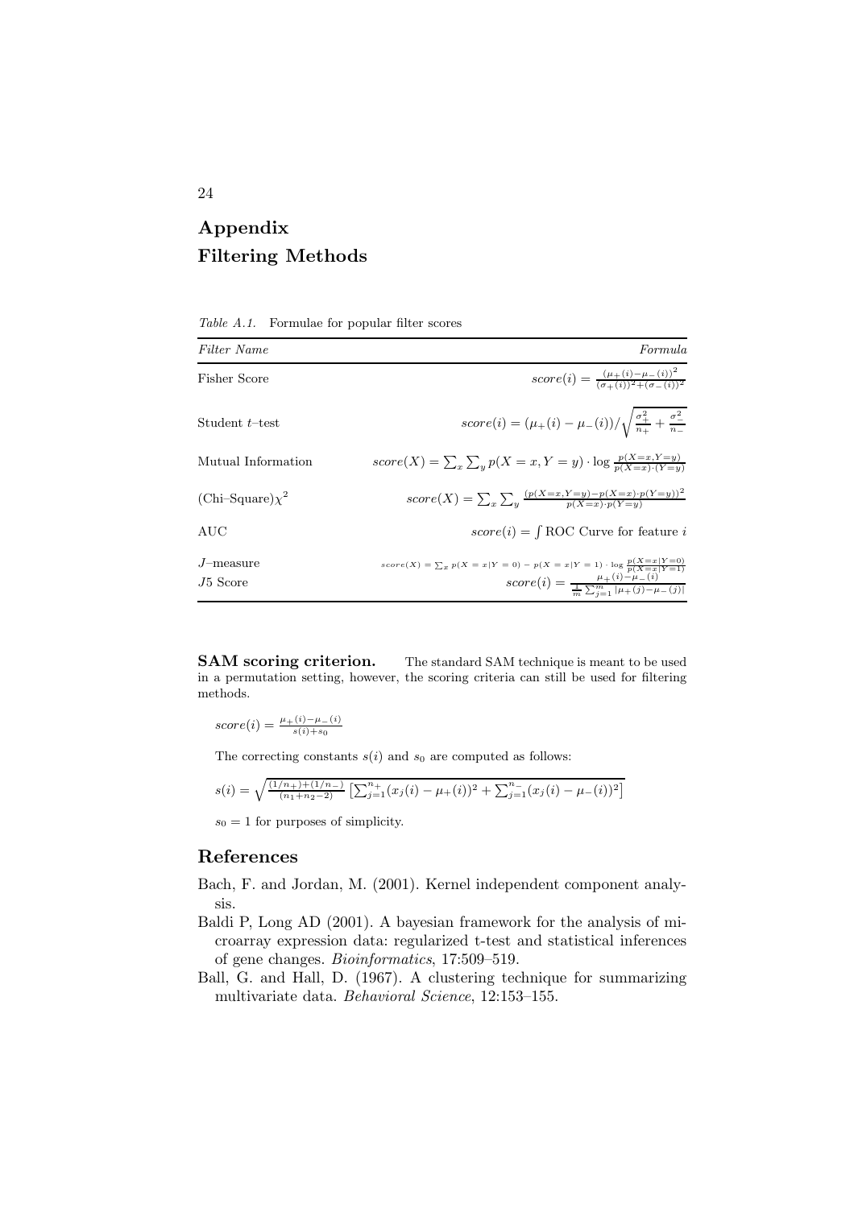# Appendix
# Filtering Methods

*Table A.1.* Formulae for popular filter scores

| *Filter Name* | *Formula* |
|---|---|
| Fisher Score | $score(i) = \frac{(\mu_+(i) - \mu_-(i))^2}{(\sigma_+(i))^2 + (\sigma_-(i))^2}$ |
| Student $t$–test | $score(i) = (\mu_+(i) - \mu_-(i))/\sqrt{\frac{\sigma_+^2}{n_+} + \frac{\sigma_-^2}{n_-}}$ |
| Mutual Information | $score(X) = \sum_x \sum_y p(X=x, Y=y) \cdot \log \frac{p(X=x,Y=y)}{p(X=x)\cdot(Y=y)}$ |
| (Chi–Square)$\chi^2$ | $score(X) = \sum_x \sum_y \frac{(p(X=x,Y=y) - p(X=x)\cdot p(Y=y))^2}{p(X=x)\cdot p(Y=y)}$ |
| AUC | $score(i) = \int$ ROC Curve for feature $i$ |
| $J$–measure | $score(X) = \sum_x p(X=x \vert Y=0) - p(X=x \vert Y=1) \cdot \log \frac{p(X=x \vert Y=0)}{p(X=x \vert Y=1)}$ |
| J5 Score | $score(i) = \frac{\mu_+(i) - \mu_-(i)}{\frac{1}{m}\sum_{j=1}^{m} \vert \mu_+(j) - \mu_-(j) \vert}$ |

**SAM scoring criterion.** The standard SAM technique is meant to be used in a permutation setting, however, the scoring criteria can still be used for filtering methods.

$$score(i) = \frac{\mu_+(i) - \mu_-(i)}{s(i) + s_0}$$

The correcting constants $s(i)$ and $s_0$ are computed as follows:

$$s(i) = \sqrt{\frac{(1/n_+) + (1/n_-)}{(n_1 + n_2 - 2)} \left[\sum_{j=1}^{n_+}(x_j(i) - \mu_+(i))^2 + \sum_{j=1}^{n_-}(x_j(i) - \mu_-(i))^2\right]}$$

$s_0 = 1$ for purposes of simplicity.

## References

Bach, F. and Jordan, M. (2001). Kernel independent component analysis.

Baldi P, Long AD (2001). A bayesian framework for the analysis of microarray expression data: regularized t-test and statistical inferences of gene changes. *Bioinformatics*, 17:509–519.

Ball, G. and Hall, D. (1967). A clustering technique for summarizing multivariate data. *Behavioral Science*, 12:153–155.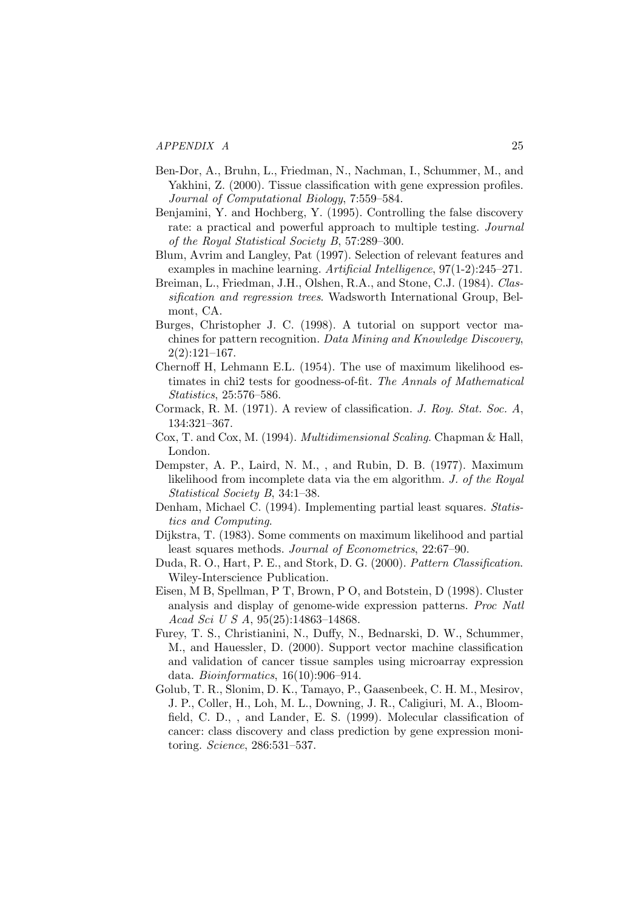Ben-Dor, A., Bruhn, L., Friedman, N., Nachman, I., Schummer, M., and Yakhini, Z. (2000). Tissue classification with gene expression profiles. *Journal of Computational Biology*, 7:559–584.

Benjamini, Y. and Hochberg, Y. (1995). Controlling the false discovery rate: a practical and powerful approach to multiple testing. *Journal of the Royal Statistical Society B*, 57:289–300.

Blum, Avrim and Langley, Pat (1997). Selection of relevant features and examples in machine learning. *Artificial Intelligence*, 97(1-2):245–271.

Breiman, L., Friedman, J.H., Olshen, R.A., and Stone, C.J. (1984). *Classification and regression trees*. Wadsworth International Group, Belmont, CA.

Burges, Christopher J. C. (1998). A tutorial on support vector machines for pattern recognition. *Data Mining and Knowledge Discovery*, 2(2):121–167.

Chernoff H, Lehmann E.L. (1954). The use of maximum likelihood estimates in chi2 tests for goodness-of-fit. *The Annals of Mathematical Statistics*, 25:576–586.

Cormack, R. M. (1971). A review of classification. *J. Roy. Stat. Soc. A*, 134:321–367.

Cox, T. and Cox, M. (1994). *Multidimensional Scaling*. Chapman & Hall, London.

Dempster, A. P., Laird, N. M., , and Rubin, D. B. (1977). Maximum likelihood from incomplete data via the em algorithm. *J. of the Royal Statistical Society B*, 34:1–38.

Denham, Michael C. (1994). Implementing partial least squares. *Statistics and Computing*.

Dijkstra, T. (1983). Some comments on maximum likelihood and partial least squares methods. *Journal of Econometrics*, 22:67–90.

Duda, R. O., Hart, P. E., and Stork, D. G. (2000). *Pattern Classification*. Wiley-Interscience Publication.

Eisen, M B, Spellman, P T, Brown, P O, and Botstein, D (1998). Cluster analysis and display of genome-wide expression patterns. *Proc Natl Acad Sci U S A*, 95(25):14863–14868.

Furey, T. S., Christianini, N., Duffy, N., Bednarski, D. W., Schummer, M., and Hauessler, D. (2000). Support vector machine classification and validation of cancer tissue samples using microarray expression data. *Bioinformatics*, 16(10):906–914.

Golub, T. R., Slonim, D. K., Tamayo, P., Gaasenbeek, C. H. M., Mesirov, J. P., Coller, H., Loh, M. L., Downing, J. R., Caligiuri, M. A., Bloomfield, C. D., , and Lander, E. S. (1999). Molecular classification of cancer: class discovery and class prediction by gene expression monitoring. *Science*, 286:531–537.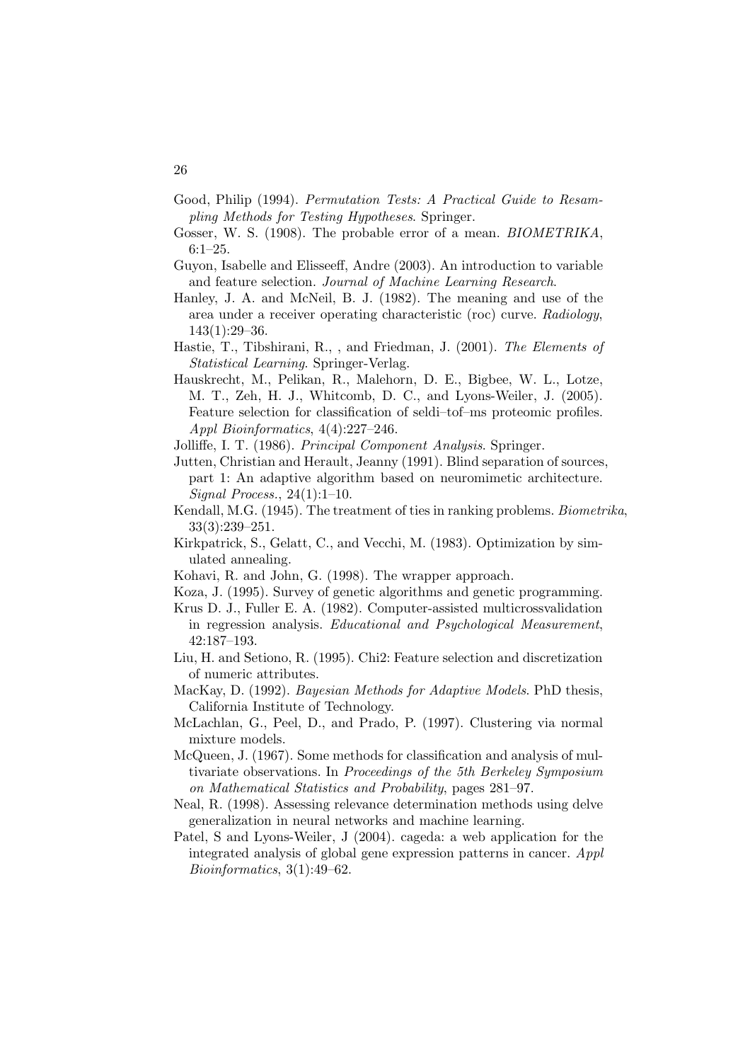Good, Philip (1994). *Permutation Tests: A Practical Guide to Resampling Methods for Testing Hypotheses*. Springer.

Gosser, W. S. (1908). The probable error of a mean. *BIOMETRIKA*, 6:1–25.

Guyon, Isabelle and Elisseeff, Andre (2003). An introduction to variable and feature selection. *Journal of Machine Learning Research*.

Hanley, J. A. and McNeil, B. J. (1982). The meaning and use of the area under a receiver operating characteristic (roc) curve. *Radiology*, 143(1):29–36.

Hastie, T., Tibshirani, R., , and Friedman, J. (2001). *The Elements of Statistical Learning*. Springer-Verlag.

Hauskrecht, M., Pelikan, R., Malehorn, D. E., Bigbee, W. L., Lotze, M. T., Zeh, H. J., Whitcomb, D. C., and Lyons-Weiler, J. (2005). Feature selection for classification of seldi–tof–ms proteomic profiles. *Appl Bioinformatics*, 4(4):227–246.

Jolliffe, I. T. (1986). *Principal Component Analysis*. Springer.

Jutten, Christian and Herault, Jeanny (1991). Blind separation of sources, part 1: An adaptive algorithm based on neuromimetic architecture. *Signal Process.*, 24(1):1–10.

Kendall, M.G. (1945). The treatment of ties in ranking problems. *Biometrika*, 33(3):239–251.

Kirkpatrick, S., Gelatt, C., and Vecchi, M. (1983). Optimization by simulated annealing.

Kohavi, R. and John, G. (1998). The wrapper approach.

Koza, J. (1995). Survey of genetic algorithms and genetic programming.

Krus D. J., Fuller E. A. (1982). Computer-assisted multicrossvalidation in regression analysis. *Educational and Psychological Measurement*, 42:187–193.

Liu, H. and Setiono, R. (1995). Chi2: Feature selection and discretization of numeric attributes.

MacKay, D. (1992). *Bayesian Methods for Adaptive Models*. PhD thesis, California Institute of Technology.

McLachlan, G., Peel, D., and Prado, P. (1997). Clustering via normal mixture models.

McQueen, J. (1967). Some methods for classification and analysis of multivariate observations. In *Proceedings of the 5th Berkeley Symposium on Mathematical Statistics and Probability*, pages 281–97.

Neal, R. (1998). Assessing relevance determination methods using delve generalization in neural networks and machine learning.

Patel, S and Lyons-Weiler, J (2004). cageda: a web application for the integrated analysis of global gene expression patterns in cancer. *Appl Bioinformatics*, 3(1):49–62.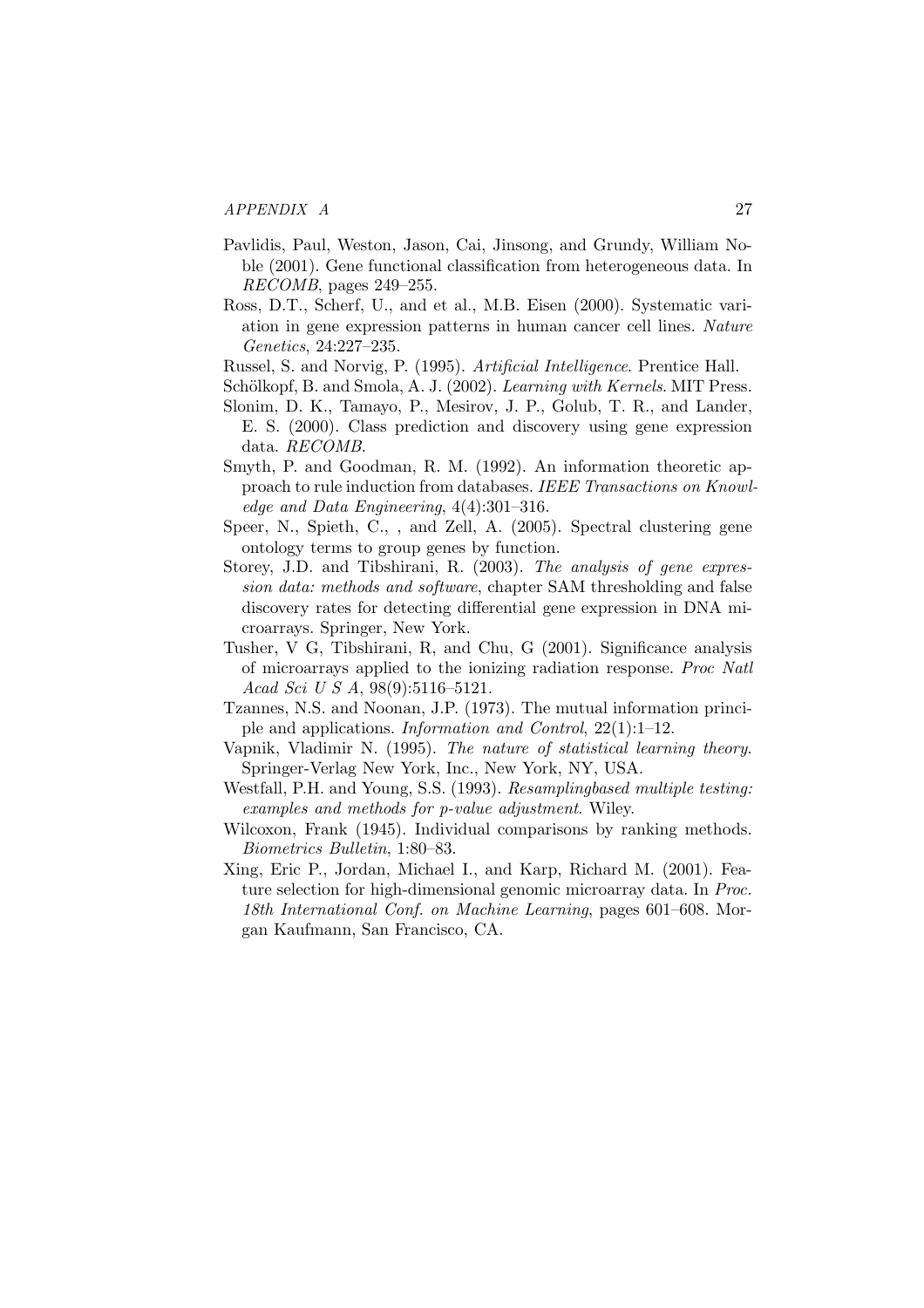Pavlidis, Paul, Weston, Jason, Cai, Jinsong, and Grundy, William Noble (2001). Gene functional classification from heterogeneous data. In *RECOMB*, pages 249–255.

Ross, D.T., Scherf, U., and et al., M.B. Eisen (2000). Systematic variation in gene expression patterns in human cancer cell lines. *Nature Genetics*, 24:227–235.

Russel, S. and Norvig, P. (1995). *Artificial Intelligence*. Prentice Hall.

Schölkopf, B. and Smola, A. J. (2002). *Learning with Kernels*. MIT Press.

Slonim, D. K., Tamayo, P., Mesirov, J. P., Golub, T. R., and Lander, E. S. (2000). Class prediction and discovery using gene expression data. *RECOMB*.

Smyth, P. and Goodman, R. M. (1992). An information theoretic approach to rule induction from databases. *IEEE Transactions on Knowledge and Data Engineering*, 4(4):301–316.

Speer, N., Spieth, C., , and Zell, A. (2005). Spectral clustering gene ontology terms to group genes by function.

Storey, J.D. and Tibshirani, R. (2003). *The analysis of gene expression data: methods and software*, chapter SAM thresholding and false discovery rates for detecting differential gene expression in DNA microarrays. Springer, New York.

Tusher, V G, Tibshirani, R, and Chu, G (2001). Significance analysis of microarrays applied to the ionizing radiation response. *Proc Natl Acad Sci U S A*, 98(9):5116–5121.

Tzannes, N.S. and Noonan, J.P. (1973). The mutual information principle and applications. *Information and Control*, 22(1):1–12.

Vapnik, Vladimir N. (1995). *The nature of statistical learning theory*. Springer-Verlag New York, Inc., New York, NY, USA.

Westfall, P.H. and Young, S.S. (1993). *Resamplingbased multiple testing: examples and methods for p-value adjustment*. Wiley.

Wilcoxon, Frank (1945). Individual comparisons by ranking methods. *Biometrics Bulletin*, 1:80–83.

Xing, Eric P., Jordan, Michael I., and Karp, Richard M. (2001). Feature selection for high-dimensional genomic microarray data. In *Proc. 18th International Conf. on Machine Learning*, pages 601–608. Morgan Kaufmann, San Francisco, CA.